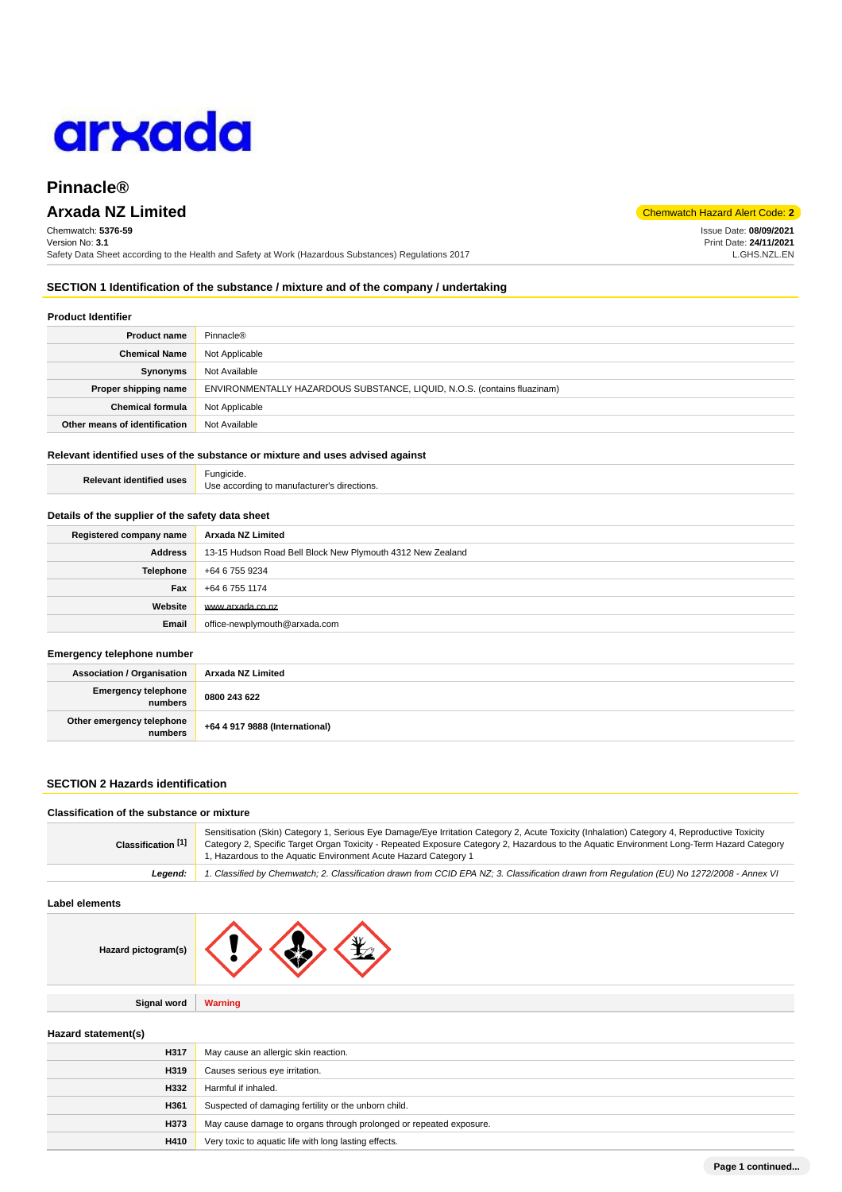arxada

# Pinnacle®

## Arxada NZ Limited

Chemwatch Hazard Alert Code: **2**

Chemwatch: **5376-59**
Version No: **3.1**
Safety Data Sheet according to the Health and Safety at Work (Hazardous Substances) Regulations 2017

Issue Date: **08/09/2021**
Print Date: **24/11/2021**
L.GHS.NZL.EN

## SECTION 1 Identification of the substance / mixture and of the company / undertaking

### Product Identifier

| | |
|---|---|
| **Product name** | Pinnacle® |
| **Chemical Name** | Not Applicable |
| **Synonyms** | Not Available |
| **Proper shipping name** | ENVIRONMENTALLY HAZARDOUS SUBSTANCE, LIQUID, N.O.S. (contains fluazinam) |
| **Chemical formula** | Not Applicable |
| **Other means of identification** | Not Available |

### Relevant identified uses of the substance or mixture and uses advised against

| | |
|---|---|
| **Relevant identified uses** | Fungicide.<br>Use according to manufacturer's directions. |

### Details of the supplier of the safety data sheet

| | |
|---|---|
| **Registered company name** | **Arxada NZ Limited** |
| **Address** | 13-15 Hudson Road Bell Block New Plymouth 4312 New Zealand |
| **Telephone** | +64 6 755 9234 |
| **Fax** | +64 6 755 1174 |
| **Website** | www.arxada.co.nz |
| **Email** | office-newplymouth@arxada.com |

### Emergency telephone number

| | |
|---|---|
| **Association / Organisation** | **Arxada NZ Limited** |
| **Emergency telephone numbers** | **0800 243 622** |
| **Other emergency telephone numbers** | **+64 4 917 9888 (International)** |

## SECTION 2 Hazards identification

### Classification of the substance or mixture

| | |
|---|---|
| **Classification [1]** | Sensitisation (Skin) Category 1, Serious Eye Damage/Eye Irritation Category 2, Acute Toxicity (Inhalation) Category 4, Reproductive Toxicity Category 2, Specific Target Organ Toxicity - Repeated Exposure Category 2, Hazardous to the Aquatic Environment Long-Term Hazard Category 1, Hazardous to the Aquatic Environment Acute Hazard Category 1 |
| ***Legend:*** | *1. Classified by Chemwatch; 2. Classification drawn from CCID EPA NZ; 3. Classification drawn from Regulation (EU) No 1272/2008 - Annex VI* |

### Label elements

| | |
|---|---|
| **Hazard pictogram(s)** | |
| **Signal word** | **Warning** |

### Hazard statement(s)

| | |
|---|---|
| **H317** | May cause an allergic skin reaction. |
| **H319** | Causes serious eye irritation. |
| **H332** | Harmful if inhaled. |
| **H361** | Suspected of damaging fertility or the unborn child. |
| **H373** | May cause damage to organs through prolonged or repeated exposure. |
| **H410** | Very toxic to aquatic life with long lasting effects. |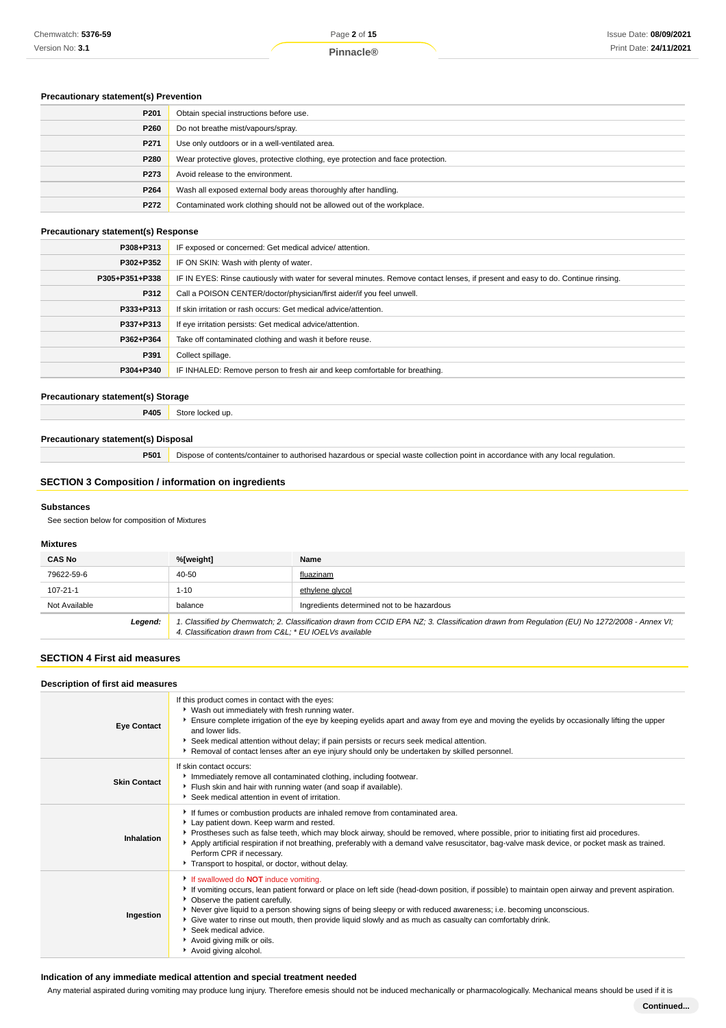### Precautionary statement(s) Prevention

| | |
|---|---|
| **P201** | Obtain special instructions before use. |
| **P260** | Do not breathe mist/vapours/spray. |
| **P271** | Use only outdoors or in a well-ventilated area. |
| **P280** | Wear protective gloves, protective clothing, eye protection and face protection. |
| **P273** | Avoid release to the environment. |
| **P264** | Wash all exposed external body areas thoroughly after handling. |
| **P272** | Contaminated work clothing should not be allowed out of the workplace. |

### Precautionary statement(s) Response

| | |
|---|---|
| **P308+P313** | IF exposed or concerned: Get medical advice/ attention. |
| **P302+P352** | IF ON SKIN: Wash with plenty of water. |
| **P305+P351+P338** | IF IN EYES: Rinse cautiously with water for several minutes. Remove contact lenses, if present and easy to do. Continue rinsing. |
| **P312** | Call a POISON CENTER/doctor/physician/first aider/if you feel unwell. |
| **P333+P313** | If skin irritation or rash occurs: Get medical advice/attention. |
| **P337+P313** | If eye irritation persists: Get medical advice/attention. |
| **P362+P364** | Take off contaminated clothing and wash it before reuse. |
| **P391** | Collect spillage. |
| **P304+P340** | IF INHALED: Remove person to fresh air and keep comfortable for breathing. |

### Precautionary statement(s) Storage

| | |
|---|---|
| **P405** | Store locked up. |

### Precautionary statement(s) Disposal

| | |
|---|---|
| **P501** | Dispose of contents/container to authorised hazardous or special waste collection point in accordance with any local regulation. |

## SECTION 3 Composition / information on ingredients

### Substances

See section below for composition of Mixtures

### Mixtures

| CAS No | %[weight] | Name |
|---|---|---|
| 79622-59-6 | 40-50 | fluazinam |
| 107-21-1 | 1-10 | ethylene glycol |
| Not Available | balance | Ingredients determined not to be hazardous |
| ***Legend:*** | *1. Classified by Chemwatch; 2. Classification drawn from CCID EPA NZ; 3. Classification drawn from Regulation (EU) No 1272/2008 - Annex VI; 4. Classification drawn from C&L; * EU IOELVs available* | |

## SECTION 4 First aid measures

### Description of first aid measures

| | |
|---|---|
| **Eye Contact** | If this product comes in contact with the eyes:<br>▸ Wash out immediately with fresh running water.<br>▸ Ensure complete irrigation of the eye by keeping eyelids apart and away from eye and moving the eyelids by occasionally lifting the upper and lower lids.<br>▸ Seek medical attention without delay; if pain persists or recurs seek medical attention.<br>▸ Removal of contact lenses after an eye injury should only be undertaken by skilled personnel. |
| **Skin Contact** | If skin contact occurs:<br>▸ Immediately remove all contaminated clothing, including footwear.<br>▸ Flush skin and hair with running water (and soap if available).<br>▸ Seek medical attention in event of irritation. |
| **Inhalation** | ▸ If fumes or combustion products are inhaled remove from contaminated area.<br>▸ Lay patient down. Keep warm and rested.<br>▸ Prostheses such as false teeth, which may block airway, should be removed, where possible, prior to initiating first aid procedures.<br>▸ Apply artificial respiration if not breathing, preferably with a demand valve resuscitator, bag-valve mask device, or pocket mask as trained. Perform CPR if necessary.<br>▸ Transport to hospital, or doctor, without delay. |
| **Ingestion** | ▸ If swallowed do **NOT** induce vomiting.<br>▸ If vomiting occurs, lean patient forward or place on left side (head-down position, if possible) to maintain open airway and prevent aspiration.<br>▸ Observe the patient carefully.<br>▸ Never give liquid to a person showing signs of being sleepy or with reduced awareness; i.e. becoming unconscious.<br>▸ Give water to rinse out mouth, then provide liquid slowly and as much as casualty can comfortably drink.<br>▸ Seek medical advice.<br>▸ Avoid giving milk or oils.<br>▸ Avoid giving alcohol. |

### Indication of any immediate medical attention and special treatment needed

Any material aspirated during vomiting may produce lung injury. Therefore emesis should not be induced mechanically or pharmacologically. Mechanical means should be used if it is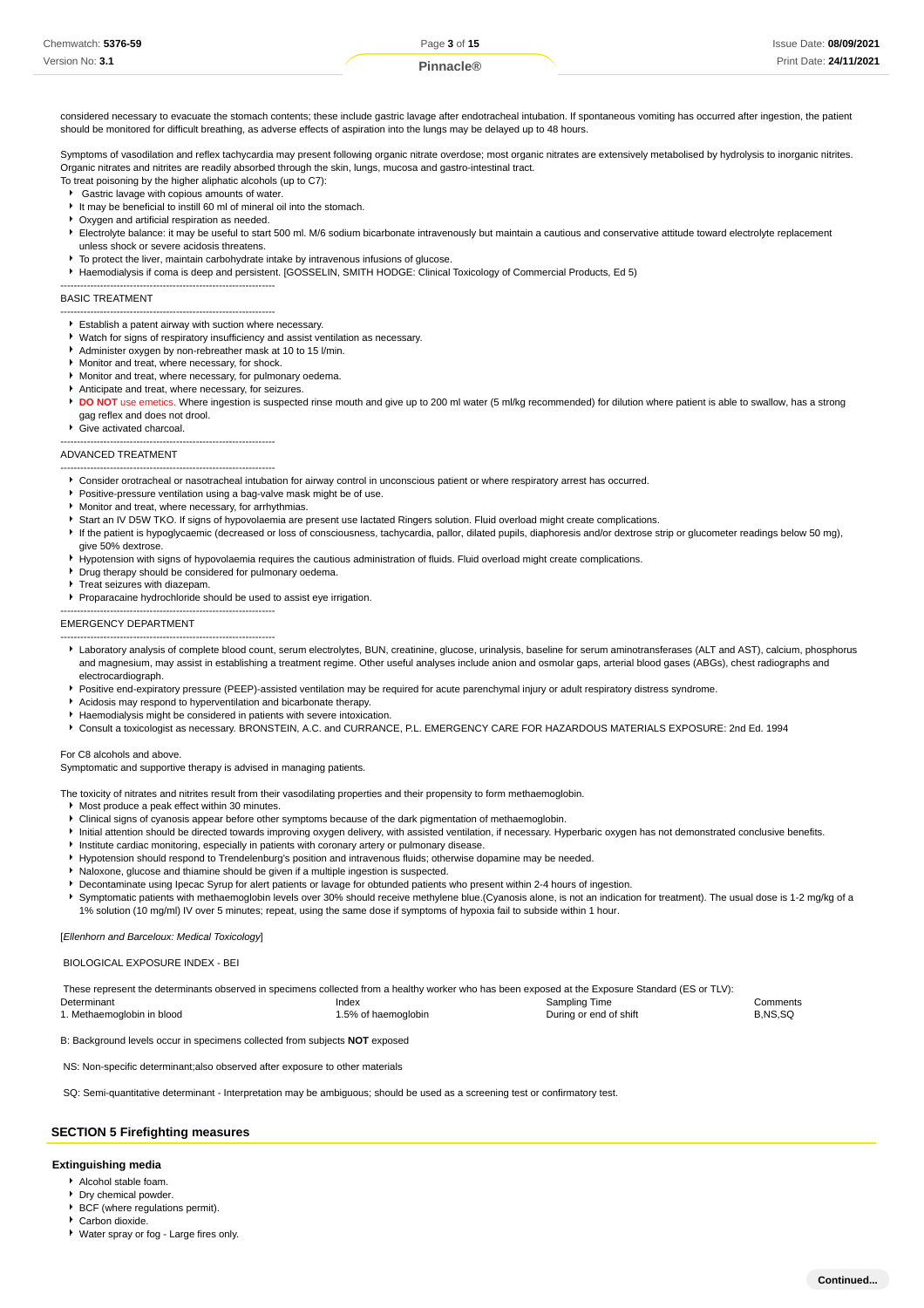considered necessary to evacuate the stomach contents; these include gastric lavage after endotracheal intubation. If spontaneous vomiting has occurred after ingestion, the patient should be monitored for difficult breathing, as adverse effects of aspiration into the lungs may be delayed up to 48 hours.

Symptoms of vasodilation and reflex tachycardia may present following organic nitrate overdose; most organic nitrates are extensively metabolised by hydrolysis to inorganic nitrites. Organic nitrates and nitrites are readily absorbed through the skin, lungs, mucosa and gastro-intestinal tract.
To treat poisoning by the higher aliphatic alcohols (up to C7):

- Gastric lavage with copious amounts of water.
- It may be beneficial to instill 60 ml of mineral oil into the stomach.
- Oxygen and artificial respiration as needed.
- Electrolyte balance: it may be useful to start 500 ml. M/6 sodium bicarbonate intravenously but maintain a cautious and conservative attitude toward electrolyte replacement unless shock or severe acidosis threatens.
- To protect the liver, maintain carbohydrate intake by intravenous infusions of glucose.
- Haemodialysis if coma is deep and persistent. [GOSSELIN, SMITH HODGE: Clinical Toxicology of Commercial Products, Ed 5)

-----------------------------------------------------------------

BASIC TREATMENT

-----------------------------------------------------------------

- Establish a patent airway with suction where necessary.
- Watch for signs of respiratory insufficiency and assist ventilation as necessary.
- Administer oxygen by non-rebreather mask at 10 to 15 l/min.
- Monitor and treat, where necessary, for shock.
- Monitor and treat, where necessary, for pulmonary oedema.
- Anticipate and treat, where necessary, for seizures.
- **DO NOT** use emetics. Where ingestion is suspected rinse mouth and give up to 200 ml water (5 ml/kg recommended) for dilution where patient is able to swallow, has a strong gag reflex and does not drool.
- Give activated charcoal.

-----------------------------------------------------------------

ADVANCED TREATMENT

-----------------------------------------------------------------

- Consider orotracheal or nasotracheal intubation for airway control in unconscious patient or where respiratory arrest has occurred.
- Positive-pressure ventilation using a bag-valve mask might be of use.
- Monitor and treat, where necessary, for arrhythmias.
- Start an IV D5W TKO. If signs of hypovolaemia are present use lactated Ringers solution. Fluid overload might create complications.
- If the patient is hypoglycaemic (decreased or loss of consciousness, tachycardia, pallor, dilated pupils, diaphoresis and/or dextrose strip or glucometer readings below 50 mg), give 50% dextrose.
- Hypotension with signs of hypovolaemia requires the cautious administration of fluids. Fluid overload might create complications.
- Drug therapy should be considered for pulmonary oedema.
- Treat seizures with diazepam.
- Proparacaine hydrochloride should be used to assist eye irrigation.

-----------------------------------------------------------------

EMERGENCY DEPARTMENT

-----------------------------------------------------------------

- Laboratory analysis of complete blood count, serum electrolytes, BUN, creatinine, glucose, urinalysis, baseline for serum aminotransferases (ALT and AST), calcium, phosphorus and magnesium, may assist in establishing a treatment regime. Other useful analyses include anion and osmolar gaps, arterial blood gases (ABGs), chest radiographs and electrocardiograph.
- Positive end-expiratory pressure (PEEP)-assisted ventilation may be required for acute parenchymal injury or adult respiratory distress syndrome.
- Acidosis may respond to hyperventilation and bicarbonate therapy.
- Haemodialysis might be considered in patients with severe intoxication.
- Consult a toxicologist as necessary. BRONSTEIN, A.C. and CURRANCE, P.L. EMERGENCY CARE FOR HAZARDOUS MATERIALS EXPOSURE: 2nd Ed. 1994

For C8 alcohols and above.
Symptomatic and supportive therapy is advised in managing patients.

The toxicity of nitrates and nitrites result from their vasodilating properties and their propensity to form methaemoglobin.

- Most produce a peak effect within 30 minutes.
- Clinical signs of cyanosis appear before other symptoms because of the dark pigmentation of methaemoglobin.
- Initial attention should be directed towards improving oxygen delivery, with assisted ventilation, if necessary. Hyperbaric oxygen has not demonstrated conclusive benefits.
- Institute cardiac monitoring, especially in patients with coronary artery or pulmonary disease.
- Hypotension should respond to Trendelenburg's position and intravenous fluids; otherwise dopamine may be needed.
- Naloxone, glucose and thiamine should be given if a multiple ingestion is suspected.
- Decontaminate using Ipecac Syrup for alert patients or lavage for obtunded patients who present within 2-4 hours of ingestion.
- Symptomatic patients with methaemoglobin levels over 30% should receive methylene blue.(Cyanosis alone, is not an indication for treatment). The usual dose is 1-2 mg/kg of a 1% solution (10 mg/ml) IV over 5 minutes; repeat, using the same dose if symptoms of hypoxia fail to subside within 1 hour.

[*Ellenhorn and Barceloux: Medical Toxicology*]

BIOLOGICAL EXPOSURE INDEX - BEI

These represent the determinants observed in specimens collected from a healthy worker who has been exposed at the Exposure Standard (ES or TLV):

| Determinant | Index | Sampling Time | Comments |
|---|---|---|---|
| 1. Methaemoglobin in blood | 1.5% of haemoglobin | During or end of shift | B,NS,SQ |

B: Background levels occur in specimens collected from subjects **NOT** exposed

NS: Non-specific determinant;also observed after exposure to other materials

SQ: Semi-quantitative determinant - Interpretation may be ambiguous; should be used as a screening test or confirmatory test.

## SECTION 5 Firefighting measures

### Extinguishing media

- Alcohol stable foam.
- Dry chemical powder.
- BCF (where regulations permit).
- Carbon dioxide.
- Water spray or fog - Large fires only.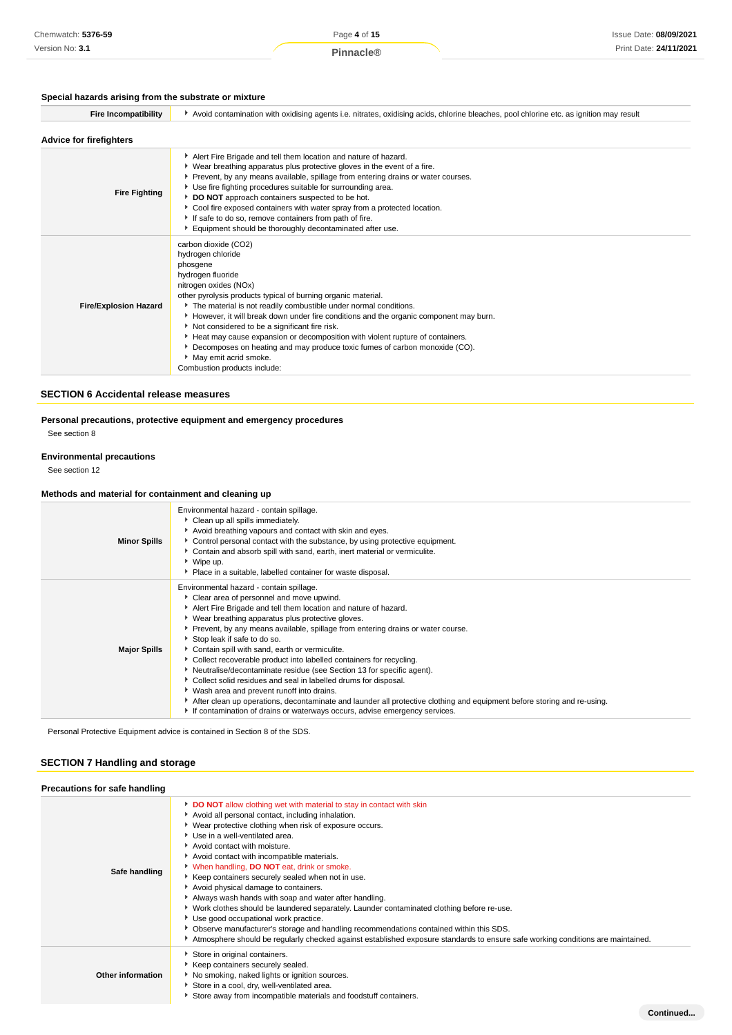### Special hazards arising from the substrate or mixture

| | |
|---|---|
| **Fire Incompatibility** | ▸ Avoid contamination with oxidising agents i.e. nitrates, oxidising acids, chlorine bleaches, pool chlorine etc. as ignition may result |

### Advice for firefighters

| | |
|---|---|
| **Fire Fighting** | ▸ Alert Fire Brigade and tell them location and nature of hazard.<br>▸ Wear breathing apparatus plus protective gloves in the event of a fire.<br>▸ Prevent, by any means available, spillage from entering drains or water courses.<br>▸ Use fire fighting procedures suitable for surrounding area.<br>▸ **DO NOT** approach containers suspected to be hot.<br>▸ Cool fire exposed containers with water spray from a protected location.<br>▸ If safe to do so, remove containers from path of fire.<br>▸ Equipment should be thoroughly decontaminated after use. |
| **Fire/Explosion Hazard** | carbon dioxide ($CO_2$)<br>hydrogen chloride<br>phosgene<br>hydrogen fluoride<br>nitrogen oxides ($NO_x$)<br>other pyrolysis products typical of burning organic material.<br>▸ The material is not readily combustible under normal conditions.<br>▸ However, it will break down under fire conditions and the organic component may burn.<br>▸ Not considered to be a significant fire risk.<br>▸ Heat may cause expansion or decomposition with violent rupture of containers.<br>▸ Decomposes on heating and may produce toxic fumes of carbon monoxide (CO).<br>▸ May emit acrid smoke.<br>Combustion products include: |

## SECTION 6 Accidental release measures

### Personal precautions, protective equipment and emergency procedures

See section 8

### Environmental precautions

See section 12

### Methods and material for containment and cleaning up

| | |
|---|---|
| **Minor Spills** | Environmental hazard - contain spillage.<br>▸ Clean up all spills immediately.<br>▸ Avoid breathing vapours and contact with skin and eyes.<br>▸ Control personal contact with the substance, by using protective equipment.<br>▸ Contain and absorb spill with sand, earth, inert material or vermiculite.<br>▸ Wipe up.<br>▸ Place in a suitable, labelled container for waste disposal. |
| **Major Spills** | Environmental hazard - contain spillage.<br>▸ Clear area of personnel and move upwind.<br>▸ Alert Fire Brigade and tell them location and nature of hazard.<br>▸ Wear breathing apparatus plus protective gloves.<br>▸ Prevent, by any means available, spillage from entering drains or water course.<br>▸ Stop leak if safe to do so.<br>▸ Contain spill with sand, earth or vermiculite.<br>▸ Collect recoverable product into labelled containers for recycling.<br>▸ Neutralise/decontaminate residue (see Section 13 for specific agent).<br>▸ Collect solid residues and seal in labelled drums for disposal.<br>▸ Wash area and prevent runoff into drains.<br>▸ After clean up operations, decontaminate and launder all protective clothing and equipment before storing and re-using.<br>▸ If contamination of drains or waterways occurs, advise emergency services. |

Personal Protective Equipment advice is contained in Section 8 of the SDS.

## SECTION 7 Handling and storage

### Precautions for safe handling

| | |
|---|---|
| **Safe handling** | ▸ **DO NOT** allow clothing wet with material to stay in contact with skin<br>▸ Avoid all personal contact, including inhalation.<br>▸ Wear protective clothing when risk of exposure occurs.<br>▸ Use in a well-ventilated area.<br>▸ Avoid contact with moisture.<br>▸ Avoid contact with incompatible materials.<br>▸ When handling, **DO NOT** eat, drink or smoke.<br>▸ Keep containers securely sealed when not in use.<br>▸ Avoid physical damage to containers.<br>▸ Always wash hands with soap and water after handling.<br>▸ Work clothes should be laundered separately. Launder contaminated clothing before re-use.<br>▸ Use good occupational work practice.<br>▸ Observe manufacturer's storage and handling recommendations contained within this SDS.<br>▸ Atmosphere should be regularly checked against established exposure standards to ensure safe working conditions are maintained. |
| **Other information** | ▸ Store in original containers.<br>▸ Keep containers securely sealed.<br>▸ No smoking, naked lights or ignition sources.<br>▸ Store in a cool, dry, well-ventilated area.<br>▸ Store away from incompatible materials and foodstuff containers. |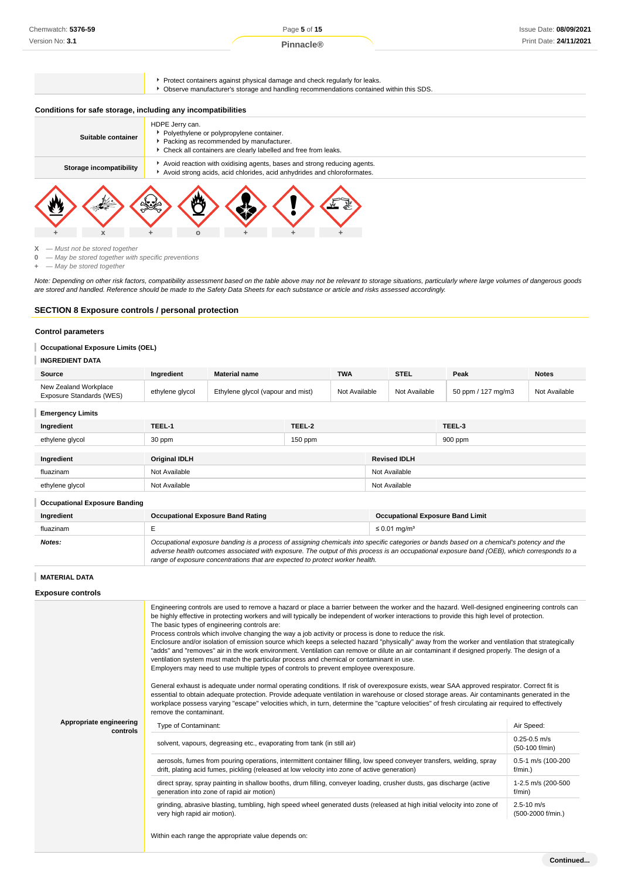| | |
|---|---|
| | - Protect containers against physical damage and check regularly for leaks.<br>- Observe manufacturer's storage and handling recommendations contained within this SDS. |

### Conditions for safe storage, including any incompatibilities

| | |
|---|---|
| **Suitable container** | HDPE Jerry can.<br>- Polyethylene or polypropylene container.<br>- Packing as recommended by manufacturer.<br>- Check all containers are clearly labelled and free from leaks. |
| **Storage incompatibility** | - Avoid reaction with oxidising agents, bases and strong reducing agents.<br>- Avoid strong acids, acid chlorides, acid anhydrides and chloroformates. |

| Flammable | Explosive | Toxic | Oxidising | Health hazard | Harmful | Corrosive |
|---|---|---|---|---|---|---|
| + | x | + | o | + | + | + |

**X** — *Must not be stored together*
**0** — *May be stored together with specific preventions*
**+** — *May be stored together*

*Note: Depending on other risk factors, compatibility assessment based on the table above may not be relevant to storage situations, particularly where large volumes of dangerous goods are stored and handled. Reference should be made to the Safety Data Sheets for each substance or article and risks assessed accordingly.*

## SECTION 8 Exposure controls / personal protection

### Control parameters

#### Occupational Exposure Limits (OEL)

#### INGREDIENT DATA

| Source | Ingredient | Material name | TWA | STEL | Peak | Notes |
|---|---|---|---|---|---|---|
| New Zealand Workplace Exposure Standards (WES) | ethylene glycol | Ethylene glycol (vapour and mist) | Not Available | Not Available | 50 ppm / 127 mg/m3 | Not Available |

#### Emergency Limits

| Ingredient | TEEL-1 | TEEL-2 | TEEL-3 |
|---|---|---|---|
| ethylene glycol | 30 ppm | 150 ppm | 900 ppm |

| Ingredient | Original IDLH | Revised IDLH |
|---|---|---|
| fluazinam | Not Available | Not Available |
| ethylene glycol | Not Available | Not Available |

#### Occupational Exposure Banding

| Ingredient | Occupational Exposure Band Rating | Occupational Exposure Band Limit |
|---|---|---|
| fluazinam | E | ≤ 0.01 mg/m³ |
| ***Notes:*** | *Occupational exposure banding is a process of assigning chemicals into specific categories or bands based on a chemical's potency and the adverse health outcomes associated with exposure. The output of this process is an occupational exposure band (OEB), which corresponds to a range of exposure concentrations that are expected to protect worker health.* | |

#### MATERIAL DATA

### Exposure controls

**Appropriate engineering controls**

Engineering controls are used to remove a hazard or place a barrier between the worker and the hazard. Well-designed engineering controls can be highly effective in protecting workers and will typically be independent of worker interactions to provide this high level of protection.
The basic types of engineering controls are:
Process controls which involve changing the way a job activity or process is done to reduce the risk.
Enclosure and/or isolation of emission source which keeps a selected hazard "physically" away from the worker and ventilation that strategically "adds" and "removes" air in the work environment. Ventilation can remove or dilute an air contaminant if designed properly. The design of a ventilation system must match the particular process and chemical or contaminant in use.
Employers may need to use multiple types of controls to prevent employee overexposure.

General exhaust is adequate under normal operating conditions. If risk of overexposure exists, wear SAA approved respirator. Correct fit is essential to obtain adequate protection. Provide adequate ventilation in warehouse or closed storage areas. Air contaminants generated in the workplace possess varying "escape" velocities which, in turn, determine the "capture velocities" of fresh circulating air required to effectively remove the contaminant.

| Type of Contaminant: | Air Speed: |
|---|---|
| solvent, vapours, degreasing etc., evaporating from tank (in still air) | 0.25-0.5 m/s (50-100 f/min) |
| aerosols, fumes from pouring operations, intermittent container filling, low speed conveyer transfers, welding, spray drift, plating acid fumes, pickling (released at low velocity into zone of active generation) | 0.5-1 m/s (100-200 f/min.) |
| direct spray, spray painting in shallow booths, drum filling, conveyer loading, crusher dusts, gas discharge (active generation into zone of rapid air motion) | 1-2.5 m/s (200-500 f/min) |
| grinding, abrasive blasting, tumbling, high speed wheel generated dusts (released at high initial velocity into zone of very high rapid air motion). | 2.5-10 m/s (500-2000 f/min.) |

Within each range the appropriate value depends on: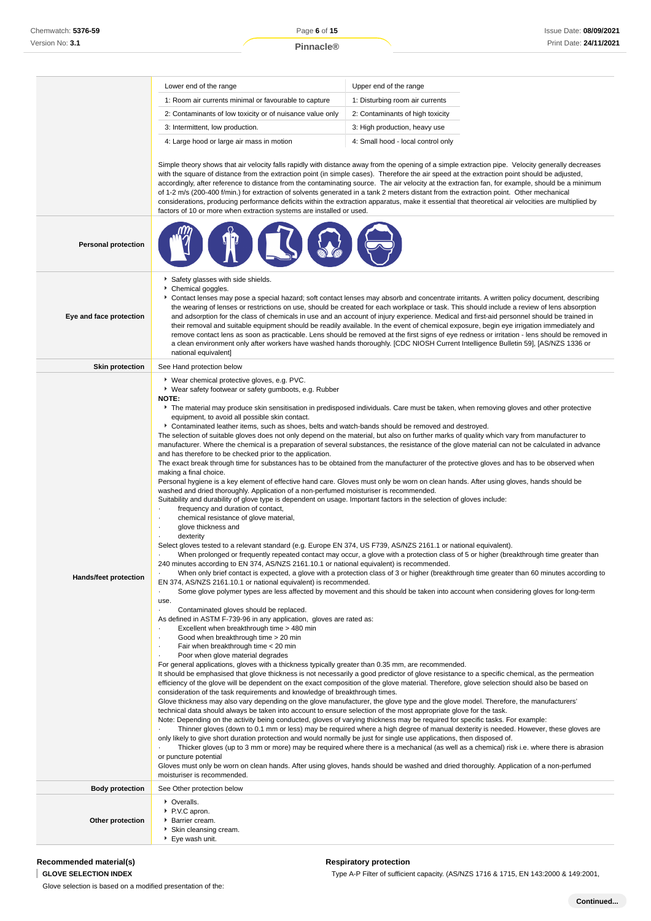| | |
|---|---|
| | Lower end of the range \| Upper end of the range<br>1: Room air currents minimal or favourable to capture \| 1: Disturbing room air currents<br>2: Contaminants of low toxicity or of nuisance value only \| 2: Contaminants of high toxicity<br>3: Intermittent, low production. \| 3: High production, heavy use<br>4: Large hood or large air mass in motion \| 4: Small hood - local control only<br><br>Simple theory shows that air velocity falls rapidly with distance away from the opening of a simple extraction pipe. Velocity generally decreases with the square of distance from the extraction point (in simple cases). Therefore the air speed at the extraction point should be adjusted, accordingly, after reference to distance from the contaminating source. The air velocity at the extraction fan, for example, should be a minimum of 1-2 m/s (200-400 f/min.) for extraction of solvents generated in a tank 2 meters distant from the extraction point. Other mechanical considerations, producing performance deficits within the extraction apparatus, make it essential that theoretical air velocities are multiplied by factors of 10 or more when extraction systems are installed or used. |
| **Personal protection** | |
| **Eye and face protection** | ▸ Safety glasses with side shields.<br>▸ Chemical goggles.<br>▸ Contact lenses may pose a special hazard; soft contact lenses may absorb and concentrate irritants. A written policy document, describing the wearing of lenses or restrictions on use, should be created for each workplace or task. This should include a review of lens absorption and adsorption for the class of chemicals in use and an account of injury experience. Medical and first-aid personnel should be trained in their removal and suitable equipment should be readily available. In the event of chemical exposure, begin eye irrigation immediately and remove contact lens as soon as practicable. Lens should be removed at the first signs of eye redness or irritation - lens should be removed in a clean environment only after workers have washed hands thoroughly. [CDC NIOSH Current Intelligence Bulletin 59], [AS/NZS 1336 or national equivalent] |
| **Skin protection** | See Hand protection below |
| **Hands/feet protection** | ▸ Wear chemical protective gloves, e.g. PVC.<br>▸ Wear safety footwear or safety gumboots, e.g. Rubber<br>**NOTE:**<br>▸ The material may produce skin sensitisation in predisposed individuals. Care must be taken, when removing gloves and other protective equipment, to avoid all possible skin contact.<br>▸ Contaminated leather items, such as shoes, belts and watch-bands should be removed and destroyed.<br>The selection of suitable gloves does not only depend on the material, but also on further marks of quality which vary from manufacturer to manufacturer. Where the chemical is a preparation of several substances, the resistance of the glove material can not be calculated in advance and has therefore to be checked prior to the application.<br>The exact break through time for substances has to be obtained from the manufacturer of the protective gloves and has to be observed when making a final choice.<br>Personal hygiene is a key element of effective hand care. Gloves must only be worn on clean hands. After using gloves, hands should be washed and dried thoroughly. Application of a non-perfumed moisturiser is recommended.<br>Suitability and durability of glove type is dependent on usage. Important factors in the selection of gloves include:<br>· frequency and duration of contact,<br>· chemical resistance of glove material,<br>· glove thickness and<br>· dexterity<br>Select gloves tested to a relevant standard (e.g. Europe EN 374, US F739, AS/NZS 2161.1 or national equivalent).<br>· When prolonged or frequently repeated contact may occur, a glove with a protection class of 5 or higher (breakthrough time greater than 240 minutes according to EN 374, AS/NZS 2161.10.1 or national equivalent) is recommended.<br>· When only brief contact is expected, a glove with a protection class of 3 or higher (breakthrough time greater than 60 minutes according to EN 374, AS/NZS 2161.10.1 or national equivalent) is recommended.<br>· Some glove polymer types are less affected by movement and this should be taken into account when considering gloves for long-term use.<br>· Contaminated gloves should be replaced.<br>As defined in ASTM F-739-96 in any application, gloves are rated as:<br>· Excellent when breakthrough time > 480 min<br>· Good when breakthrough time > 20 min<br>· Fair when breakthrough time < 20 min<br>· Poor when glove material degrades<br>For general applications, gloves with a thickness typically greater than 0.35 mm, are recommended.<br>It should be emphasised that glove thickness is not necessarily a good predictor of glove resistance to a specific chemical, as the permeation efficiency of the glove will be dependent on the exact composition of the glove material. Therefore, glove selection should also be based on consideration of the task requirements and knowledge of breakthrough times.<br>Glove thickness may also vary depending on the glove manufacturer, the glove type and the glove model. Therefore, the manufacturers' technical data should always be taken into account to ensure selection of the most appropriate glove for the task.<br>Note: Depending on the activity being conducted, gloves of varying thickness may be required for specific tasks. For example:<br>· Thinner gloves (down to 0.1 mm or less) may be required where a high degree of manual dexterity is needed. However, these gloves are only likely to give short duration protection and would normally be just for single use applications, then disposed of.<br>· Thicker gloves (up to 3 mm or more) may be required where there is a mechanical (as well as a chemical) risk i.e. where there is abrasion or puncture potential<br>Gloves must only be worn on clean hands. After using gloves, hands should be washed and dried thoroughly. Application of a non-perfumed moisturiser is recommended. |
| **Body protection** | See Other protection below |
| **Other protection** | ▸ Overalls.<br>▸ P.V.C apron.<br>▸ Barrier cream.<br>▸ Skin cleansing cream.<br>▸ Eye wash unit. |

### Recommended material(s)

**GLOVE SELECTION INDEX**

Glove selection is based on a modified presentation of the:

### Respiratory protection

Type A-P Filter of sufficient capacity. (AS/NZS 1716 & 1715, EN 143:2000 & 149:2001,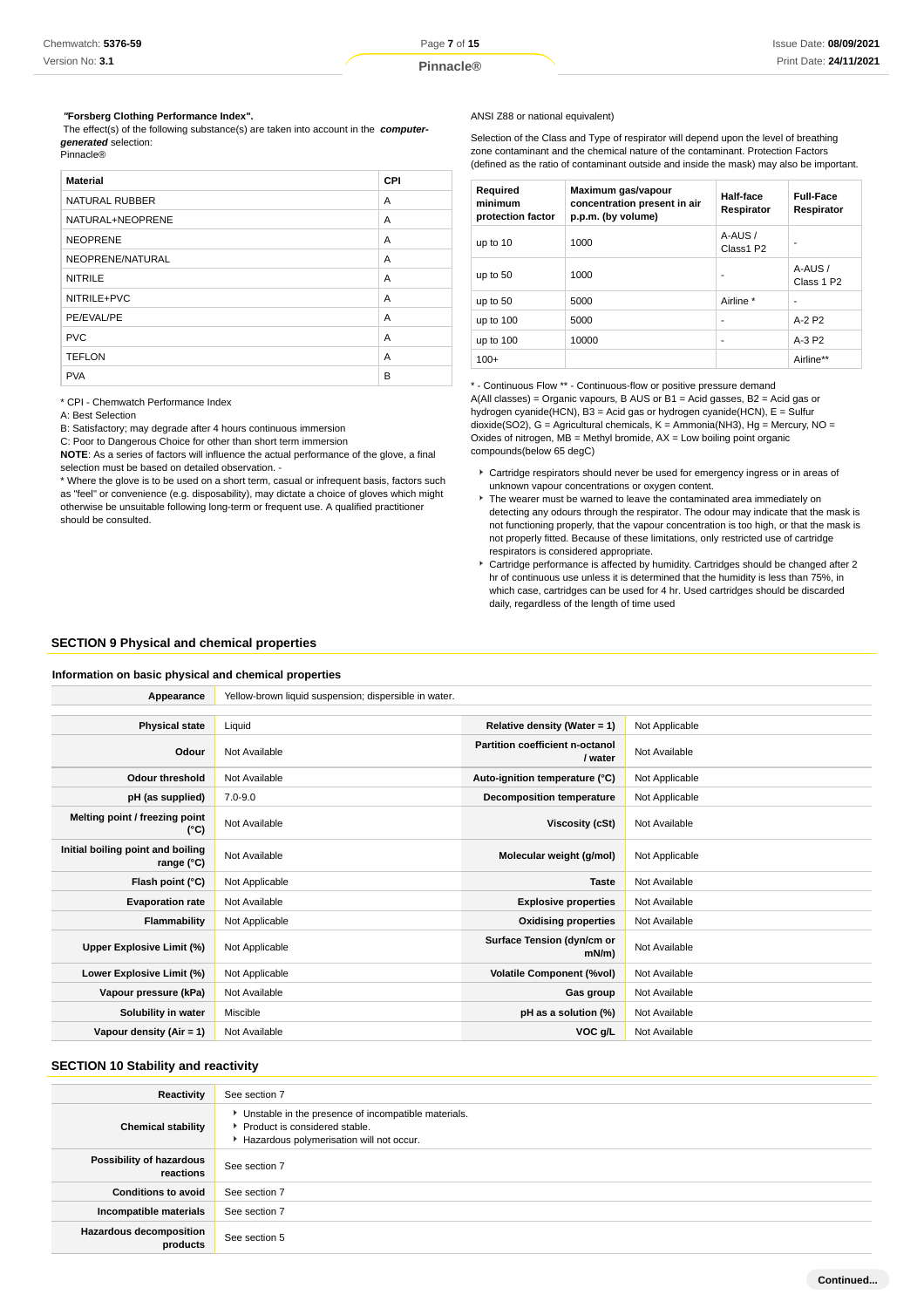**"Forsberg Clothing Performance Index".**
The effect(s) of the following substance(s) are taken into account in the ***computer-generated*** selection:
Pinnacle®

| Material | CPI |
|---|---|
| NATURAL RUBBER | A |
| NATURAL+NEOPRENE | A |
| NEOPRENE | A |
| NEOPRENE/NATURAL | A |
| NITRILE | A |
| NITRILE+PVC | A |
| PE/EVAL/PE | A |
| PVC | A |
| TEFLON | A |
| PVA | B |

* CPI - Chemwatch Performance Index
A: Best Selection
B: Satisfactory; may degrade after 4 hours continuous immersion
C: Poor to Dangerous Choice for other than short term immersion
**NOTE**: As a series of factors will influence the actual performance of the glove, a final selection must be based on detailed observation. -
* Where the glove is to be used on a short term, casual or infrequent basis, factors such as "feel" or convenience (e.g. disposability), may dictate a choice of gloves which might otherwise be unsuitable following long-term or frequent use. A qualified practitioner should be consulted.

ANSI Z88 or national equivalent)

Selection of the Class and Type of respirator will depend upon the level of breathing zone contaminant and the chemical nature of the contaminant. Protection Factors (defined as the ratio of contaminant outside and inside the mask) may also be important.

| Required minimum protection factor | Maximum gas/vapour concentration present in air p.p.m. (by volume) | Half-face Respirator | Full-Face Respirator |
|---|---|---|---|
| up to 10 | 1000 | A-AUS / Class1 P2 | - |
| up to 50 | 1000 | - | A-AUS / Class 1 P2 |
| up to 50 | 5000 | Airline * | - |
| up to 100 | 5000 | - | A-2 P2 |
| up to 100 | 10000 | - | A-3 P2 |
| 100+ | | | Airline** |

* - Continuous Flow ** - Continuous-flow or positive pressure demand
A(All classes) = Organic vapours, B AUS or B1 = Acid gasses, B2 = Acid gas or hydrogen cyanide(HCN), B3 = Acid gas or hydrogen cyanide(HCN), E = Sulfur dioxide(SO2), G = Agricultural chemicals, K = Ammonia(NH3), Hg = Mercury, NO = Oxides of nitrogen, MB = Methyl bromide, AX = Low boiling point organic compounds(below 65 degC)

- Cartridge respirators should never be used for emergency ingress or in areas of unknown vapour concentrations or oxygen content.
- The wearer must be warned to leave the contaminated area immediately on detecting any odours through the respirator. The odour may indicate that the mask is not functioning properly, that the vapour concentration is too high, or that the mask is not properly fitted. Because of these limitations, only restricted use of cartridge respirators is considered appropriate.
- Cartridge performance is affected by humidity. Cartridges should be changed after 2 hr of continuous use unless it is determined that the humidity is less than 75%, in which case, cartridges can be used for 4 hr. Used cartridges should be discarded daily, regardless of the length of time used

## SECTION 9 Physical and chemical properties

### Information on basic physical and chemical properties

| | | | |
|---|---|---|---|
| **Appearance** | Yellow-brown liquid suspension; dispersible in water. | | |
| **Physical state** | Liquid | **Relative density (Water = 1)** | Not Applicable |
| **Odour** | Not Available | **Partition coefficient n-octanol / water** | Not Available |
| **Odour threshold** | Not Available | **Auto-ignition temperature (°C)** | Not Applicable |
| **pH (as supplied)** | 7.0-9.0 | **Decomposition temperature** | Not Applicable |
| **Melting point / freezing point (°C)** | Not Available | **Viscosity (cSt)** | Not Available |
| **Initial boiling point and boiling range (°C)** | Not Available | **Molecular weight (g/mol)** | Not Applicable |
| **Flash point (°C)** | Not Applicable | **Taste** | Not Available |
| **Evaporation rate** | Not Available | **Explosive properties** | Not Available |
| **Flammability** | Not Applicable | **Oxidising properties** | Not Available |
| **Upper Explosive Limit (%)** | Not Applicable | **Surface Tension (dyn/cm or mN/m)** | Not Available |
| **Lower Explosive Limit (%)** | Not Applicable | **Volatile Component (%vol)** | Not Available |
| **Vapour pressure (kPa)** | Not Available | **Gas group** | Not Available |
| **Solubility in water** | Miscible | **pH as a solution (%)** | Not Available |
| **Vapour density (Air = 1)** | Not Available | **VOC g/L** | Not Available |

## SECTION 10 Stability and reactivity

| | |
|---|---|
| **Reactivity** | See section 7 |
| **Chemical stability** | - Unstable in the presence of incompatible materials.<br>- Product is considered stable.<br>- Hazardous polymerisation will not occur. |
| **Possibility of hazardous reactions** | See section 7 |
| **Conditions to avoid** | See section 7 |
| **Incompatible materials** | See section 7 |
| **Hazardous decomposition products** | See section 5 |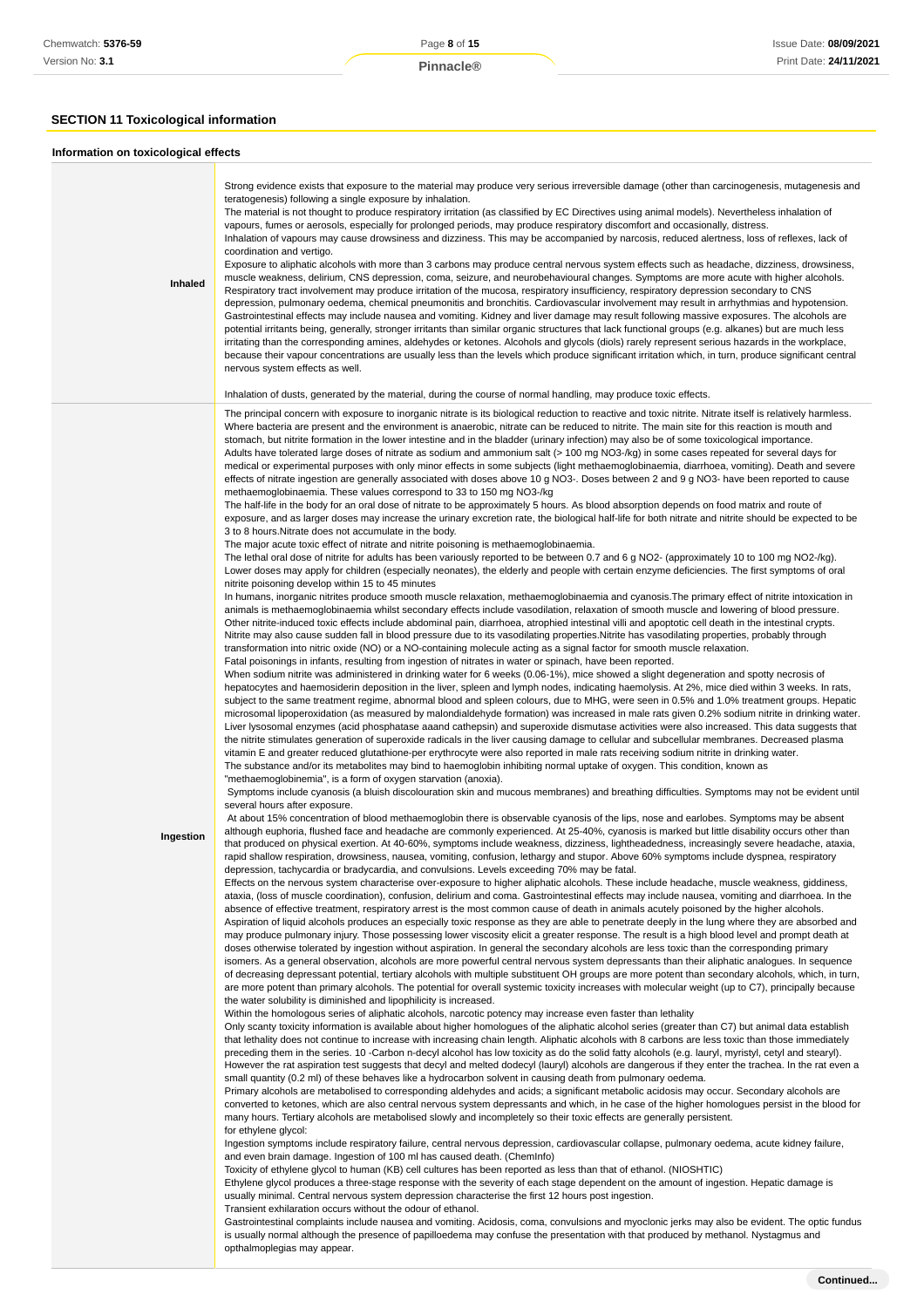## SECTION 11 Toxicological information

### Information on toxicological effects

| | |
|---|---|
| **Inhaled** | Strong evidence exists that exposure to the material may produce very serious irreversible damage (other than carcinogenesis, mutagenesis and teratogenesis) following a single exposure by inhalation.<br>The material is not thought to produce respiratory irritation (as classified by EC Directives using animal models). Nevertheless inhalation of vapours, fumes or aerosols, especially for prolonged periods, may produce respiratory discomfort and occasionally, distress.<br>Inhalation of vapours may cause drowsiness and dizziness. This may be accompanied by narcosis, reduced alertness, loss of reflexes, lack of coordination and vertigo.<br>Exposure to aliphatic alcohols with more than 3 carbons may produce central nervous system effects such as headache, dizziness, drowsiness, muscle weakness, delirium, CNS depression, coma, seizure, and neurobehavioural changes. Symptoms are more acute with higher alcohols. Respiratory tract involvement may produce irritation of the mucosa, respiratory insufficiency, respiratory depression secondary to CNS depression, pulmonary oedema, chemical pneumonitis and bronchitis. Cardiovascular involvement may result in arrhythmias and hypotension. Gastrointestinal effects may include nausea and vomiting. Kidney and liver damage may result following massive exposures. The alcohols are potential irritants being, generally, stronger irritants than similar organic structures that lack functional groups (e.g. alkanes) but are much less irritating than the corresponding amines, aldehydes or ketones. Alcohols and glycols (diols) rarely represent serious hazards in the workplace, because their vapour concentrations are usually less than the levels which produce significant irritation which, in turn, produce significant central nervous system effects as well.<br><br>Inhalation of dusts, generated by the material, during the course of normal handling, may produce toxic effects. |
| **Ingestion** | The principal concern with exposure to inorganic nitrate is its biological reduction to reactive and toxic nitrite. Nitrate itself is relatively harmless. Where bacteria are present and the environment is anaerobic, nitrate can be reduced to nitrite. The main site for this reaction is mouth and stomach, but nitrite formation in the lower intestine and in the bladder (urinary infection) may also be of some toxicological importance.<br>Adults have tolerated large doses of nitrate as sodium and ammonium salt (> 100 mg NO3-/kg) in some cases repeated for several days for medical or experimental purposes with only minor effects in some subjects (light methaemoglobinaemia, diarrhoea, vomiting). Death and severe effects of nitrate ingestion are generally associated with doses above 10 g NO3-. Doses between 2 and 9 g NO3- have been reported to cause methaemoglobinaemia. These values correspond to 33 to 150 mg NO3-/kg<br>The half-life in the body for an oral dose of nitrate to be approximately 5 hours. As blood absorption depends on food matrix and route of exposure, and as larger doses may increase the urinary excretion rate, the biological half-life for both nitrate and nitrite should be expected to be 3 to 8 hours.Nitrate does not accumulate in the body.<br>The major acute toxic effect of nitrate and nitrite poisoning is methaemoglobinaemia.<br>The lethal oral dose of nitrite for adults has been variously reported to be between 0.7 and 6 g NO2- (approximately 10 to 100 mg NO2-/kg). Lower doses may apply for children (especially neonates), the elderly and people with certain enzyme deficiencies. The first symptoms of oral nitrite poisoning develop within 15 to 45 minutes<br>In humans, inorganic nitrites produce smooth muscle relaxation, methaemoglobinaemia and cyanosis.The primary effect of nitrite intoxication in animals is methaemoglobinaemia whilst secondary effects include vasodilation, relaxation of smooth muscle and lowering of blood pressure. Other nitrite-induced toxic effects include abdominal pain, diarrhoea, atrophied intestinal villi and apoptotic cell death in the intestinal crypts. Nitrite may also cause sudden fall in blood pressure due to its vasodilating properties.Nitrite has vasodilating properties, probably through transformation into nitric oxide (NO) or a NO-containing molecule acting as a signal factor for smooth muscle relaxation.<br>Fatal poisonings in infants, resulting from ingestion of nitrates in water or spinach, have been reported.<br>When sodium nitrite was administered in drinking water for 6 weeks (0.06-1%), mice showed a slight degeneration and spotty necrosis of hepatocytes and haemosiderin deposition in the liver, spleen and lymph nodes, indicating haemolysis. At 2%, mice died within 3 weeks. In rats, subject to the same treatment regime, abnormal blood and spleen colours, due to MHG, were seen in 0.5% and 1.0% treatment groups. Hepatic microsomal lipoperoxidation (as measured by malondialdehyde formation) was increased in male rats given 0.2% sodium nitrite in drinking water. Liver lysosomal enzymes (acid phosphatase aaand cathepsin) and superoxide dismutase activities were also increased. This data suggests that the nitrite stimulates generation of superoxide radicals in the liver causing damage to cellular and subcellular membranes. Decreased plasma vitamin E and greater reduced glutathione-per erythrocyte were also reported in male rats receiving sodium nitrite in drinking water.<br>The substance and/or its metabolites may bind to haemoglobin inhibiting normal uptake of oxygen. This condition, known as "methaemoglobinemia", is a form of oxygen starvation (anoxia).<br>Symptoms include cyanosis (a bluish discolouration skin and mucous membranes) and breathing difficulties. Symptoms may not be evident until several hours after exposure.<br>At about 15% concentration of blood methaemoglobin there is observable cyanosis of the lips, nose and earlobes. Symptoms may be absent although euphoria, flushed face and headache are commonly experienced. At 25-40%, cyanosis is marked but little disability occurs other than that produced on physical exertion. At 40-60%, symptoms include weakness, dizziness, lightheadedness, increasingly severe headache, ataxia, rapid shallow respiration, drowsiness, nausea, vomiting, confusion, lethargy and stupor. Above 60% symptoms include dyspnea, respiratory depression, tachycardia or bradycardia, and convulsions. Levels exceeding 70% may be fatal.<br>Effects on the nervous system characterise over-exposure to higher aliphatic alcohols. These include headache, muscle weakness, giddiness, ataxia, (loss of muscle coordination), confusion, delirium and coma. Gastrointestinal effects may include nausea, vomiting and diarrhoea. In the absence of effective treatment, respiratory arrest is the most common cause of death in animals acutely poisoned by the higher alcohols.<br>Aspiration of liquid alcohols produces an especially toxic response as they are able to penetrate deeply in the lung where they are absorbed and may produce pulmonary injury. Those possessing lower viscosity elicit a greater response. The result is a high blood level and prompt death at doses otherwise tolerated by ingestion without aspiration. In general the secondary alcohols are less toxic than the corresponding primary isomers. As a general observation, alcohols are more powerful central nervous system depressants than their aliphatic analogues. In sequence of decreasing depressant potential, tertiary alcohols with multiple substituent OH groups are more potent than secondary alcohols, which, in turn, are more potent than primary alcohols. The potential for overall systemic toxicity increases with molecular weight (up to C7), principally because the water solubility is diminished and lipophilicity is increased.<br>Within the homologous series of aliphatic alcohols, narcotic potency may increase even faster than lethality<br>Only scanty toxicity information is available about higher homologues of the aliphatic alcohol series (greater than C7) but animal data establish that lethality does not continue to increase with increasing chain length. Aliphatic alcohols with 8 carbons are less toxic than those immediately preceding them in the series. 10 -Carbon n-decyl alcohol has low toxicity as do the solid fatty alcohols (e.g. lauryl, myristyl, cetyl and stearyl). However the rat aspiration test suggests that decyl and melted dodecyl (lauryl) alcohols are dangerous if they enter the trachea. In the rat even a small quantity (0.2 ml) of these behaves like a hydrocarbon solvent in causing death from pulmonary oedema.<br>Primary alcohols are metabolised to corresponding aldehydes and acids; a significant metabolic acidosis may occur. Secondary alcohols are converted to ketones, which are also central nervous system depressants and which, in he case of the higher homologues persist in the blood for many hours. Tertiary alcohols are metabolised slowly and incompletely so their toxic effects are generally persistent.<br>for ethylene glycol:<br>Ingestion symptoms include respiratory failure, central nervous depression, cardiovascular collapse, pulmonary oedema, acute kidney failure, and even brain damage. Ingestion of 100 ml has caused death. (ChemInfo)<br>Toxicity of ethylene glycol to human (KB) cell cultures has been reported as less than that of ethanol. (NIOSHTIC)<br>Ethylene glycol produces a three-stage response with the severity of each stage dependent on the amount of ingestion. Hepatic damage is usually minimal. Central nervous system depression characterise the first 12 hours post ingestion.<br>Transient exhilaration occurs without the odour of ethanol.<br>Gastrointestinal complaints include nausea and vomiting. Acidosis, coma, convulsions and myoclonic jerks may also be evident. The optic fundus is usually normal although the presence of papilloedema may confuse the presentation with that produced by methanol. Nystagmus and opthalmoplegias may appear. |

**Continued...**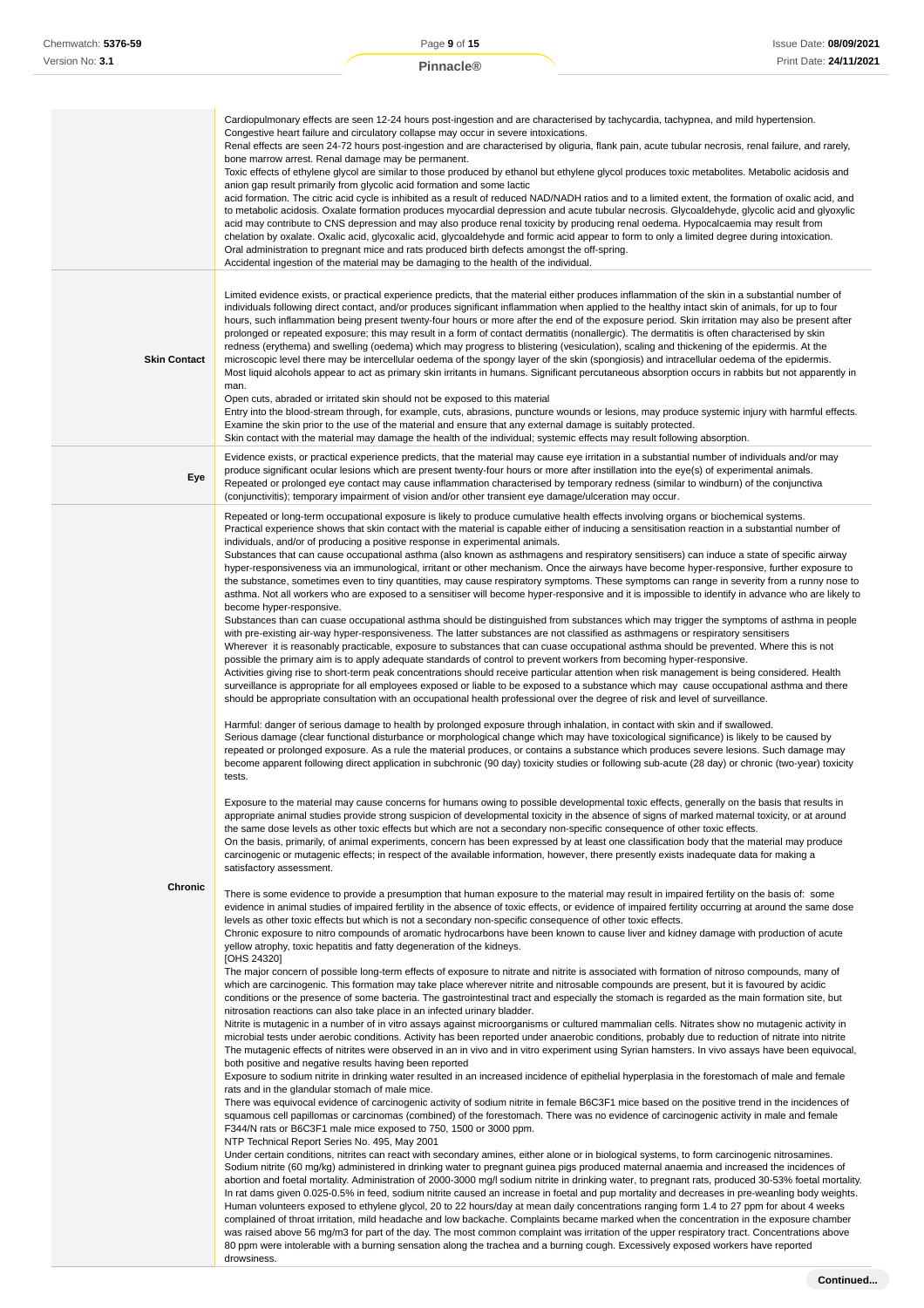| | |
|---|---|
| | Cardiopulmonary effects are seen 12-24 hours post-ingestion and are characterised by tachycardia, tachypnea, and mild hypertension. Congestive heart failure and circulatory collapse may occur in severe intoxications. Renal effects are seen 24-72 hours post-ingestion and are characterised by oliguria, flank pain, acute tubular necrosis, renal failure, and rarely, bone marrow arrest. Renal damage may be permanent. Toxic effects of ethylene glycol are similar to those produced by ethanol but ethylene glycol produces toxic metabolites. Metabolic acidosis and anion gap result primarily from glycolic acid formation and some lactic acid formation. The citric acid cycle is inhibited as a result of reduced NAD/NADH ratios and to a limited extent, the formation of oxalic acid, and to metabolic acidosis. Oxalate formation produces myocardial depression and acute tubular necrosis. Glycoaldehyde, glycolic acid and glyoxylic acid may contribute to CNS depression and may also produce renal toxicity by producing renal oedema. Hypocalcaemia may result from chelation by oxalate. Oxalic acid, glycoxalic acid, glycoaldehyde and formic acid appear to form to only a limited degree during intoxication. Oral administration to pregnant mice and rats produced birth defects amongst the off-spring. Accidental ingestion of the material may be damaging to the health of the individual. |
| **Skin Contact** | Limited evidence exists, or practical experience predicts, that the material either produces inflammation of the skin in a substantial number of individuals following direct contact, and/or produces significant inflammation when applied to the healthy intact skin of animals, for up to four hours, such inflammation being present twenty-four hours or more after the end of the exposure period. Skin irritation may also be present after prolonged or repeated exposure; this may result in a form of contact dermatitis (nonallergic). The dermatitis is often characterised by skin redness (erythema) and swelling (oedema) which may progress to blistering (vesiculation), scaling and thickening of the epidermis. At the microscopic level there may be intercellular oedema of the spongy layer of the skin (spongiosis) and intracellular oedema of the epidermis. Most liquid alcohols appear to act as primary skin irritants in humans. Significant percutaneous absorption occurs in rabbits but not apparently in man. Open cuts, abraded or irritated skin should not be exposed to this material Entry into the blood-stream through, for example, cuts, abrasions, puncture wounds or lesions, may produce systemic injury with harmful effects. Examine the skin prior to the use of the material and ensure that any external damage is suitably protected. Skin contact with the material may damage the health of the individual; systemic effects may result following absorption. |
| **Eye** | Evidence exists, or practical experience predicts, that the material may cause eye irritation in a substantial number of individuals and/or may produce significant ocular lesions which are present twenty-four hours or more after instillation into the eye(s) of experimental animals. Repeated or prolonged eye contact may cause inflammation characterised by temporary redness (similar to windburn) of the conjunctiva (conjunctivitis); temporary impairment of vision and/or other transient eye damage/ulceration may occur. |
| **Chronic** | Repeated or long-term occupational exposure is likely to produce cumulative health effects involving organs or biochemical systems. Practical experience shows that skin contact with the material is capable either of inducing a sensitisation reaction in a substantial number of individuals, and/or of producing a positive response in experimental animals. Substances that can cause occupational asthma (also known as asthmagens and respiratory sensitisers) can induce a state of specific airway hyper-responsiveness via an immunological, irritant or other mechanism. Once the airways have become hyper-responsive, further exposure to the substance, sometimes even to tiny quantities, may cause respiratory symptoms. These symptoms can range in severity from a runny nose to asthma. Not all workers who are exposed to a sensitiser will become hyper-responsive and it is impossible to identify in advance who are likely to become hyper-responsive. Substances than can cuase occupational asthma should be distinguished from substances which may trigger the symptoms of asthma in people with pre-existing air-way hyper-responsiveness. The latter substances are not classified as asthmagens or respiratory sensitisers Wherever it is reasonably practicable, exposure to substances that can cuase occupational asthma should be prevented. Where this is not possible the primary aim is to apply adequate standards of control to prevent workers from becoming hyper-responsive. Activities giving rise to short-term peak concentrations should receive particular attention when risk management is being considered. Health surveillance is appropriate for all employees exposed or liable to be exposed to a substance which may cause occupational asthma and there should be appropriate consultation with an occupational health professional over the degree of risk and level of surveillance.<br><br>Harmful: danger of serious damage to health by prolonged exposure through inhalation, in contact with skin and if swallowed. Serious damage (clear functional disturbance or morphological change which may have toxicological significance) is likely to be caused by repeated or prolonged exposure. As a rule the material produces, or contains a substance which produces severe lesions. Such damage may become apparent following direct application in subchronic (90 day) toxicity studies or following sub-acute (28 day) or chronic (two-year) toxicity tests.<br><br>Exposure to the material may cause concerns for humans owing to possible developmental toxic effects, generally on the basis that results in appropriate animal studies provide strong suspicion of developmental toxicity in the absence of signs of marked maternal toxicity, or at around the same dose levels as other toxic effects but which are not a secondary non-specific consequence of other toxic effects. On the basis, primarily, of animal experiments, concern has been expressed by at least one classification body that the material may produce carcinogenic or mutagenic effects; in respect of the available information, however, there presently exists inadequate data for making a satisfactory assessment.<br><br>There is some evidence to provide a presumption that human exposure to the material may result in impaired fertility on the basis of: some evidence in animal studies of impaired fertility in the absence of toxic effects, or evidence of impaired fertility occurring at around the same dose levels as other toxic effects but which is not a secondary non-specific consequence of other toxic effects. Chronic exposure to nitro compounds of aromatic hydrocarbons have been known to cause liver and kidney damage with production of acute yellow atrophy, toxic hepatitis and fatty degeneration of the kidneys. [OHS 24320] The major concern of possible long-term effects of exposure to nitrate and nitrite is associated with formation of nitroso compounds, many of which are carcinogenic. This formation may take place wherever nitrite and nitrosable compounds are present, but it is favoured by acidic conditions or the presence of some bacteria. The gastrointestinal tract and especially the stomach is regarded as the main formation site, but nitrosation reactions can also take place in an infected urinary bladder. Nitrite is mutagenic in a number of in vitro assays against microorganisms or cultured mammalian cells. Nitrates show no mutagenic activity in microbial tests under aerobic conditions. Activity has been reported under anaerobic conditions, probably due to reduction of nitrate into nitrite The mutagenic effects of nitrites were observed in an in vivo and in vitro experiment using Syrian hamsters. In vivo assays have been equivocal, both positive and negative results having been reported Exposure to sodium nitrite in drinking water resulted in an increased incidence of epithelial hyperplasia in the forestomach of male and female rats and in the glandular stomach of male mice. There was equivocal evidence of carcinogenic activity of sodium nitrite in female B6C3F1 mice based on the positive trend in the incidences of squamous cell papillomas or carcinomas (combined) of the forestomach. There was no evidence of carcinogenic activity in male and female F344/N rats or B6C3F1 male mice exposed to 750, 1500 or 3000 ppm. NTP Technical Report Series No. 495, May 2001 Under certain conditions, nitrites can react with secondary amines, either alone or in biological systems, to form carcinogenic nitrosamines. Sodium nitrite (60 mg/kg) administered in drinking water to pregnant guinea pigs produced maternal anaemia and increased the incidences of abortion and foetal mortality. Administration of 2000-3000 mg/l sodium nitrite in drinking water, to pregnant rats, produced 30-53% foetal mortality. In rat dams given 0.025-0.5% in feed, sodium nitrite caused an increase in foetal and pup mortality and decreases in pre-weanling body weights. Human volunteers exposed to ethylene glycol, 20 to 22 hours/day at mean daily concentrations ranging form 1.4 to 27 ppm for about 4 weeks complained of throat irritation, mild headache and low backache. Complaints became marked when the concentration in the exposure chamber was raised above 56 mg/m3 for part of the day. The most common complaint was irritation of the upper respiratory tract. Concentrations above 80 ppm were intolerable with a burning sensation along the trachea and a burning cough. Excessively exposed workers have reported drowsiness. |

Continued...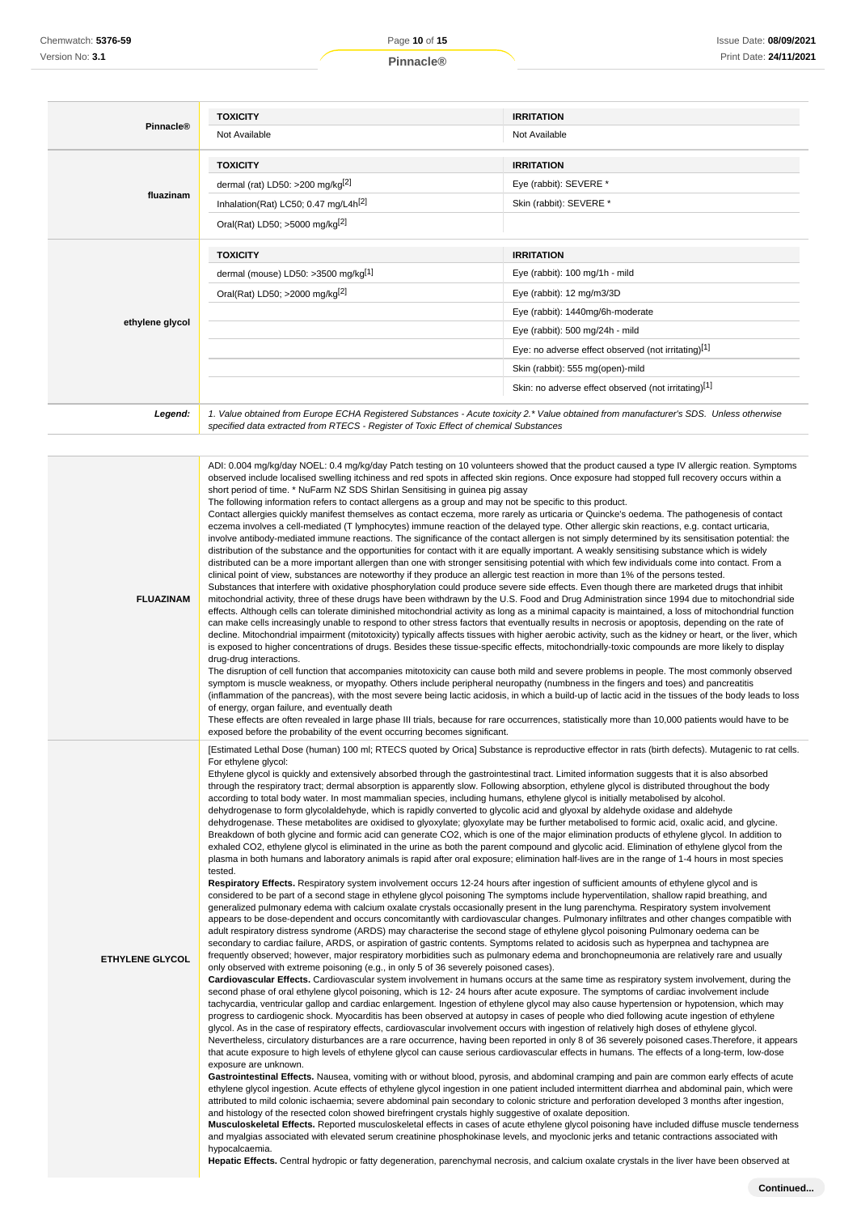| | TOXICITY | IRRITATION |
|---|---|---|
| **Pinnacle®** | Not Available | Not Available |
| **fluazinam** | **TOXICITY** | **IRRITATION** |
| | dermal (rat) LD50: >200 mg/kg[2] | Eye (rabbit): SEVERE * |
| | Inhalation(Rat) LC50; 0.47 mg/L4h[2] | Skin (rabbit): SEVERE * |
| | Oral(Rat) LD50; >5000 mg/kg[2] | |
| **ethylene glycol** | **TOXICITY** | **IRRITATION** |
| | dermal (mouse) LD50: >3500 mg/kg[1] | Eye (rabbit): 100 mg/1h - mild |
| | Oral(Rat) LD50; >2000 mg/kg[2] | Eye (rabbit): 12 mg/m3/3D |
| | | Eye (rabbit): 1440mg/6h-moderate |
| | | Eye (rabbit): 500 mg/24h - mild |
| | | Eye: no adverse effect observed (not irritating)[1] |
| | | Skin (rabbit): 555 mg(open)-mild |
| | | Skin: no adverse effect observed (not irritating)[1] |
| ***Legend:*** | *1. Value obtained from Europe ECHA Registered Substances - Acute toxicity 2.* Value obtained from manufacturer's SDS. Unless otherwise specified data extracted from RTECS - Register of Toxic Effect of chemical Substances* | |

**FLUAZINAM**

ADI: 0.004 mg/kg/day NOEL: 0.4 mg/kg/day Patch testing on 10 volunteers showed that the product caused a type IV allergic reation. Symptoms observed include localised swelling itchiness and red spots in affected skin regions. Once exposure had stopped full recovery occurs within a short period of time. * NuFarm NZ SDS Shirlan Sensitising in guinea pig assay

The following information refers to contact allergens as a group and may not be specific to this product.

Contact allergies quickly manifest themselves as contact eczema, more rarely as urticaria or Quincke's oedema. The pathogenesis of contact eczema involves a cell-mediated (T lymphocytes) immune reaction of the delayed type. Other allergic skin reactions, e.g. contact urticaria, involve antibody-mediated immune reactions. The significance of the contact allergen is not simply determined by its sensitisation potential: the distribution of the substance and the opportunities for contact with it are equally important. A weakly sensitising substance which is widely distributed can be a more important allergen than one with stronger sensitising potential with which few individuals come into contact. From a clinical point of view, substances are noteworthy if they produce an allergic test reaction in more than 1% of the persons tested.

Substances that interfere with oxidative phosphorylation could produce severe side effects. Even though there are marketed drugs that inhibit mitochondrial activity, three of these drugs have been withdrawn by the U.S. Food and Drug Administration since 1994 due to mitochondrial side effects. Although cells can tolerate diminished mitochondrial activity as long as a minimal capacity is maintained, a loss of mitochondrial function can make cells increasingly unable to respond to other stress factors that eventually results in necrosis or apoptosis, depending on the rate of decline. Mitochondrial impairment (mitotoxicity) typically affects tissues with higher aerobic activity, such as the kidney or heart, or the liver, which is exposed to higher concentrations of drugs. Besides these tissue-specific effects, mitochondrially-toxic compounds are more likely to display drug-drug interactions.

The disruption of cell function that accompanies mitotoxicity can cause both mild and severe problems in people. The most commonly observed symptom is muscle weakness, or myopathy. Others include peripheral neuropathy (numbness in the fingers and toes) and pancreatitis (inflammation of the pancreas), with the most severe being lactic acidosis, in which a build-up of lactic acid in the tissues of the body leads to loss of energy, organ failure, and eventually death

These effects are often revealed in large phase III trials, because for rare occurrences, statistically more than 10,000 patients would have to be exposed before the probability of the event occurring becomes significant.

**ETHYLENE GLYCOL**

[Estimated Lethal Dose (human) 100 ml; RTECS quoted by Orica] Substance is reproductive effector in rats (birth defects). Mutagenic to rat cells.

For ethylene glycol:

Ethylene glycol is quickly and extensively absorbed through the gastrointestinal tract. Limited information suggests that it is also absorbed through the respiratory tract; dermal absorption is apparently slow. Following absorption, ethylene glycol is distributed throughout the body according to total body water. In most mammalian species, including humans, ethylene glycol is initially metabolised by alcohol. dehydrogenase to form glycolaldehyde, which is rapidly converted to glycolic acid and glyoxal by aldehyde oxidase and aldehyde dehydrogenase. These metabolites are oxidised to glyoxylate; glyoxylate may be further metabolised to formic acid, oxalic acid, and glycine. Breakdown of both glycine and formic acid can generate CO2, which is one of the major elimination products of ethylene glycol. In addition to exhaled CO2, ethylene glycol is eliminated in the urine as both the parent compound and glycolic acid. Elimination of ethylene glycol from the plasma in both humans and laboratory animals is rapid after oral exposure; elimination half-lives are in the range of 1-4 hours in most species tested.

**Respiratory Effects.** Respiratory system involvement occurs 12-24 hours after ingestion of sufficient amounts of ethylene glycol and is considered to be part of a second stage in ethylene glycol poisoning The symptoms include hyperventilation, shallow rapid breathing, and generalized pulmonary edema with calcium oxalate crystals occasionally present in the lung parenchyma. Respiratory system involvement appears to be dose-dependent and occurs concomitantly with cardiovascular changes. Pulmonary infiltrates and other changes compatible with adult respiratory distress syndrome (ARDS) may characterise the second stage of ethylene glycol poisoning Pulmonary oedema can be secondary to cardiac failure, ARDS, or aspiration of gastric contents. Symptoms related to acidosis such as hyperpnea and tachypnea are frequently observed; however, major respiratory morbidities such as pulmonary edema and bronchopneumonia are relatively rare and usually only observed with extreme poisoning (e.g., in only 5 of 36 severely poisoned cases).

**Cardiovascular Effects.** Cardiovascular system involvement in humans occurs at the same time as respiratory system involvement, during the second phase of oral ethylene glycol poisoning, which is 12- 24 hours after acute exposure. The symptoms of cardiac involvement include tachycardia, ventricular gallop and cardiac enlargement. Ingestion of ethylene glycol may also cause hypertension or hypotension, which may progress to cardiogenic shock. Myocarditis has been observed at autopsy in cases of people who died following acute ingestion of ethylene glycol. As in the case of respiratory effects, cardiovascular involvement occurs with ingestion of relatively high doses of ethylene glycol. Nevertheless, circulatory disturbances are a rare occurrence, having been reported in only 8 of 36 severely poisoned cases.Therefore, it appears that acute exposure to high levels of ethylene glycol can cause serious cardiovascular effects in humans. The effects of a long-term, low-dose exposure are unknown.

**Gastrointestinal Effects.** Nausea, vomiting with or without blood, pyrosis, and abdominal cramping and pain are common early effects of acute ethylene glycol ingestion. Acute effects of ethylene glycol ingestion in one patient included intermittent diarrhea and abdominal pain, which were attributed to mild colonic ischaemia; severe abdominal pain secondary to colonic stricture and perforation developed 3 months after ingestion, and histology of the resected colon showed birefringent crystals highly suggestive of oxalate deposition.

**Musculoskeletal Effects.** Reported musculoskeletal effects in cases of acute ethylene glycol poisoning have included diffuse muscle tenderness and myalgias associated with elevated serum creatinine phosphokinase levels, and myoclonic jerks and tetanic contractions associated with hypocalcaemia.

**Hepatic Effects.** Central hydropic or fatty degeneration, parenchymal necrosis, and calcium oxalate crystals in the liver have been observed at

**Continued...**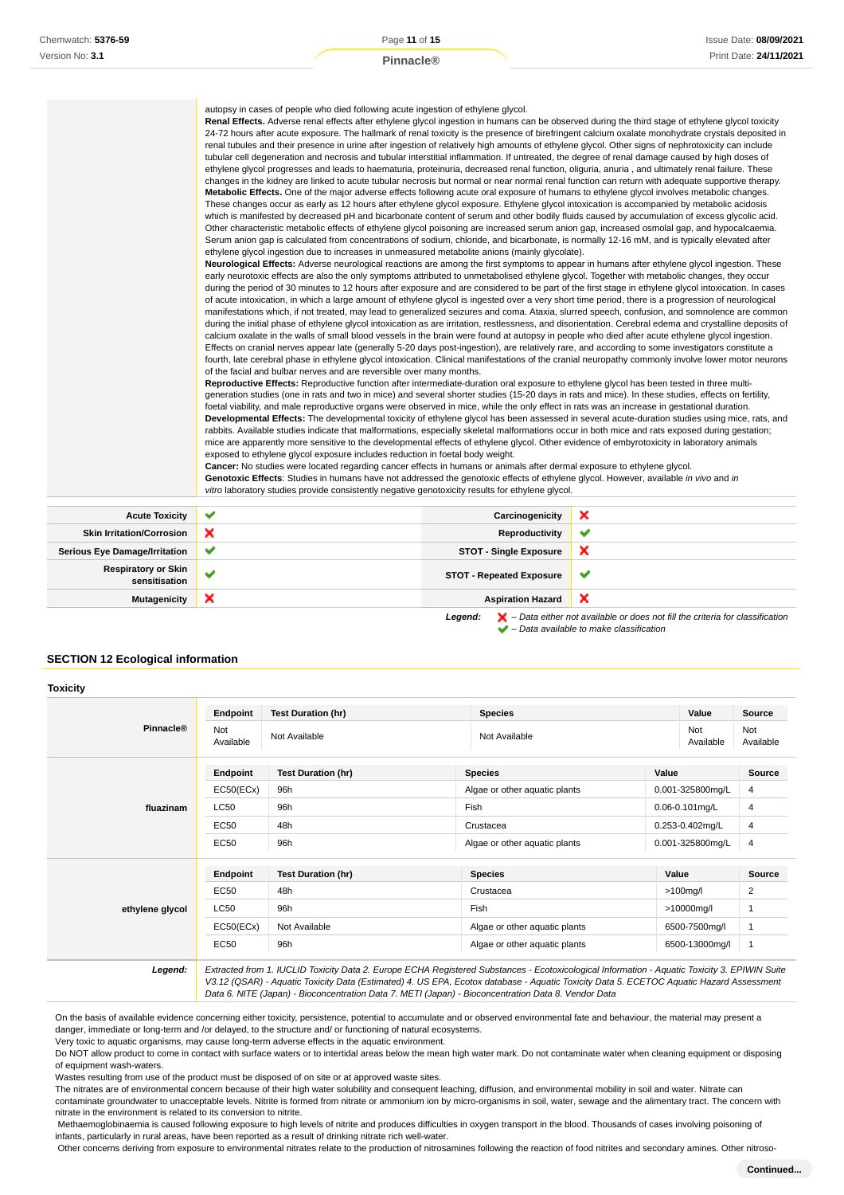autopsy in cases of people who died following acute ingestion of ethylene glycol.
**Renal Effects.** Adverse renal effects after ethylene glycol ingestion in humans can be observed during the third stage of ethylene glycol toxicity 24-72 hours after acute exposure. The hallmark of renal toxicity is the presence of birefringent calcium oxalate monohydrate crystals deposited in renal tubules and their presence in urine after ingestion of relatively high amounts of ethylene glycol. Other signs of nephrotoxicity can include tubular cell degeneration and necrosis and tubular interstitial inflammation. If untreated, the degree of renal damage caused by high doses of ethylene glycol progresses and leads to haematuria, proteinuria, decreased renal function, oliguria, anuria , and ultimately renal failure. These changes in the kidney are linked to acute tubular necrosis but normal or near normal renal function can return with adequate supportive therapy.
**Metabolic Effects.** One of the major adverse effects following acute oral exposure of humans to ethylene glycol involves metabolic changes. These changes occur as early as 12 hours after ethylene glycol exposure. Ethylene glycol intoxication is accompanied by metabolic acidosis which is manifested by decreased pH and bicarbonate content of serum and other bodily fluids caused by accumulation of excess glycolic acid. Other characteristic metabolic effects of ethylene glycol poisoning are increased serum anion gap, increased osmolal gap, and hypocalcaemia. Serum anion gap is calculated from concentrations of sodium, chloride, and bicarbonate, is normally 12-16 mM, and is typically elevated after ethylene glycol ingestion due to increases in unmeasured metabolite anions (mainly glycolate).
**Neurological Effects:** Adverse neurological reactions are among the first symptoms to appear in humans after ethylene glycol ingestion. These early neurotoxic effects are also the only symptoms attributed to unmetabolised ethylene glycol. Together with metabolic changes, they occur during the period of 30 minutes to 12 hours after exposure and are considered to be part of the first stage in ethylene glycol intoxication. In cases of acute intoxication, in which a large amount of ethylene glycol is ingested over a very short time period, there is a progression of neurological manifestations which, if not treated, may lead to generalized seizures and coma. Ataxia, slurred speech, confusion, and somnolence are common during the initial phase of ethylene glycol intoxication as are irritation, restlessness, and disorientation. Cerebral edema and crystalline deposits of calcium oxalate in the walls of small blood vessels in the brain were found at autopsy in people who died after acute ethylene glycol ingestion. Effects on cranial nerves appear late (generally 5-20 days post-ingestion), are relatively rare, and according to some investigators constitute a fourth, late cerebral phase in ethylene glycol intoxication. Clinical manifestations of the cranial neuropathy commonly involve lower motor neurons of the facial and bulbar nerves and are reversible over many months.
**Reproductive Effects:** Reproductive function after intermediate-duration oral exposure to ethylene glycol has been tested in three multi-generation studies (one in rats and two in mice) and several shorter studies (15-20 days in rats and mice). In these studies, effects on fertility, foetal viability, and male reproductive organs were observed in mice, while the only effect in rats was an increase in gestational duration.
**Developmental Effects:** The developmental toxicity of ethylene glycol has been assessed in several acute-duration studies using mice, rats, and rabbits. Available studies indicate that malformations, especially skeletal malformations occur in both mice and rats exposed during gestation; mice are apparently more sensitive to the developmental effects of ethylene glycol. Other evidence of embyrotoxicity in laboratory animals exposed to ethylene glycol exposure includes reduction in foetal body weight.
**Cancer:** No studies were located regarding cancer effects in humans or animals after dermal exposure to ethylene glycol.
**Genotoxic Effects**: Studies in humans have not addressed the genotoxic effects of ethylene glycol. However, available *in vivo* and *in vitro* laboratory studies provide consistently negative genotoxicity results for ethylene glycol.

| | | | |
|---|---|---|---|
| **Acute Toxicity** | ✔ | **Carcinogenicity** | ✘ |
| **Skin Irritation/Corrosion** | ✘ | **Reproductivity** | ✔ |
| **Serious Eye Damage/Irritation** | ✔ | **STOT - Single Exposure** | ✘ |
| **Respiratory or Skin sensitisation** | ✔ | **STOT - Repeated Exposure** | ✔ |
| **Mutagenicity** | ✘ | **Aspiration Hazard** | ✘ |

***Legend:*** ✘ *– Data either not available or does not fill the criteria for classification*
✔ *– Data available to make classification*

## SECTION 12 Ecological information

### Toxicity

**Pinnacle®**

| Endpoint | Test Duration (hr) | Species | Value | Source |
|---|---|---|---|---|
| Not Available | Not Available | Not Available | Not Available | Not Available |

**fluazinam**

| Endpoint | Test Duration (hr) | Species | Value | Source |
|---|---|---|---|---|
| EC50(ECx) | 96h | Algae or other aquatic plants | 0.001-325800mg/L | 4 |
| LC50 | 96h | Fish | 0.06-0.101mg/L | 4 |
| EC50 | 48h | Crustacea | 0.253-0.402mg/L | 4 |
| EC50 | 96h | Algae or other aquatic plants | 0.001-325800mg/L | 4 |

**ethylene glycol**

| Endpoint | Test Duration (hr) | Species | Value | Source |
|---|---|---|---|---|
| EC50 | 48h | Crustacea | >100mg/l | 2 |
| LC50 | 96h | Fish | >10000mg/l | 1 |
| EC50(ECx) | Not Available | Algae or other aquatic plants | 6500-7500mg/l | 1 |
| EC50 | 96h | Algae or other aquatic plants | 6500-13000mg/l | 1 |

***Legend:*** *Extracted from 1. IUCLID Toxicity Data 2. Europe ECHA Registered Substances - Ecotoxicological Information - Aquatic Toxicity 3. EPIWIN Suite V3.12 (QSAR) - Aquatic Toxicity Data (Estimated) 4. US EPA, Ecotox database - Aquatic Toxicity Data 5. ECETOC Aquatic Hazard Assessment Data 6. NITE (Japan) - Bioconcentration Data 7. METI (Japan) - Bioconcentration Data 8. Vendor Data*

On the basis of available evidence concerning either toxicity, persistence, potential to accumulate and or observed environmental fate and behaviour, the material may present a danger, immediate or long-term and /or delayed, to the structure and/ or functioning of natural ecosystems.
Very toxic to aquatic organisms, may cause long-term adverse effects in the aquatic environment.
Do NOT allow product to come in contact with surface waters or to intertidal areas below the mean high water mark. Do not contaminate water when cleaning equipment or disposing of equipment wash-waters.
Wastes resulting from use of the product must be disposed of on site or at approved waste sites.
The nitrates are of environmental concern because of their high water solubility and consequent leaching, diffusion, and environmental mobility in soil and water. Nitrate can contaminate groundwater to unacceptable levels. Nitrite is formed from nitrate or ammonium ion by micro-organisms in soil, water, sewage and the alimentary tract. The concern with nitrate in the environment is related to its conversion to nitrite.
Methaemoglobinaemia is caused following exposure to high levels of nitrite and produces difficulties in oxygen transport in the blood. Thousands of cases involving poisoning of infants, particularly in rural areas, have been reported as a result of drinking nitrate rich well-water.
Other concerns deriving from exposure to environmental nitrates relate to the production of nitrosamines following the reaction of food nitrites and secondary amines. Other nitroso-

**Continued...**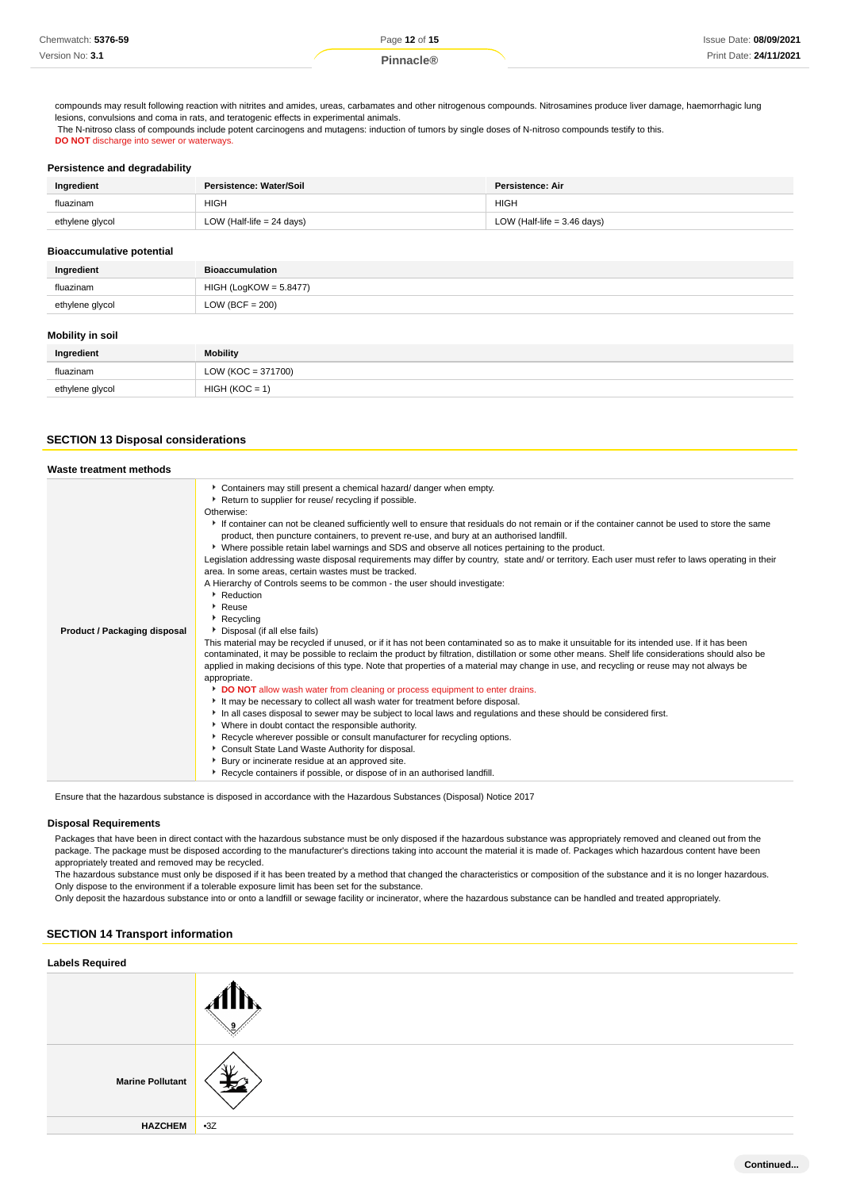compounds may result following reaction with nitrites and amides, ureas, carbamates and other nitrogenous compounds. Nitrosamines produce liver damage, haemorrhagic lung lesions, convulsions and coma in rats, and teratogenic effects in experimental animals.
The N-nitroso class of compounds include potent carcinogens and mutagens: induction of tumors by single doses of N-nitroso compounds testify to this.
**DO NOT** discharge into sewer or waterways.

### Persistence and degradability

| Ingredient | Persistence: Water/Soil | Persistence: Air |
|---|---|---|
| fluazinam | HIGH | HIGH |
| ethylene glycol | LOW (Half-life = 24 days) | LOW (Half-life = 3.46 days) |

### Bioaccumulative potential

| Ingredient | Bioaccumulation |
|---|---|
| fluazinam | HIGH (LogKOW = 5.8477) |
| ethylene glycol | LOW (BCF = 200) |

### Mobility in soil

| Ingredient | Mobility |
|---|---|
| fluazinam | LOW (KOC = 371700) |
| ethylene glycol | HIGH (KOC = 1) |

## SECTION 13 Disposal considerations

### Waste treatment methods

| | |
|---|---|
| **Product / Packaging disposal** | - Containers may still present a chemical hazard/ danger when empty.<br>- Return to supplier for reuse/ recycling if possible.<br>Otherwise:<br>- If container can not be cleaned sufficiently well to ensure that residuals do not remain or if the container cannot be used to store the same product, then puncture containers, to prevent re-use, and bury at an authorised landfill.<br>- Where possible retain label warnings and SDS and observe all notices pertaining to the product.<br>Legislation addressing waste disposal requirements may differ by country, state and/ or territory. Each user must refer to laws operating in their area. In some areas, certain wastes must be tracked.<br>A Hierarchy of Controls seems to be common - the user should investigate:<br>- Reduction<br>- Reuse<br>- Recycling<br>- Disposal (if all else fails)<br>This material may be recycled if unused, or if it has not been contaminated so as to make it unsuitable for its intended use. If it has been contaminated, it may be possible to reclaim the product by filtration, distillation or some other means. Shelf life considerations should also be applied in making decisions of this type. Note that properties of a material may change in use, and recycling or reuse may not always be appropriate.<br>- **DO NOT** allow wash water from cleaning or process equipment to enter drains.<br>- It may be necessary to collect all wash water for treatment before disposal.<br>- In all cases disposal to sewer may be subject to local laws and regulations and these should be considered first.<br>- Where in doubt contact the responsible authority.<br>- Recycle wherever possible or consult manufacturer for recycling options.<br>- Consult State Land Waste Authority for disposal.<br>- Bury or incinerate residue at an approved site.<br>- Recycle containers if possible, or dispose of in an authorised landfill. |

Ensure that the hazardous substance is disposed in accordance with the Hazardous Substances (Disposal) Notice 2017

### Disposal Requirements

Packages that have been in direct contact with the hazardous substance must be only disposed if the hazardous substance was appropriately removed and cleaned out from the package. The package must be disposed according to the manufacturer's directions taking into account the material it is made of. Packages which hazardous content have been appropriately treated and removed may be recycled.
The hazardous substance must only be disposed if it has been treated by a method that changed the characteristics or composition of the substance and it is no longer hazardous.
Only dispose to the environment if a tolerable exposure limit has been set for the substance.
Only deposit the hazardous substance into or onto a landfill or sewage facility or incinerator, where the hazardous substance can be handled and treated appropriately.

## SECTION 14 Transport information

### Labels Required

| | |
|---|---|
| | |
| **Marine Pollutant** | |
| **HAZCHEM** | •3Z |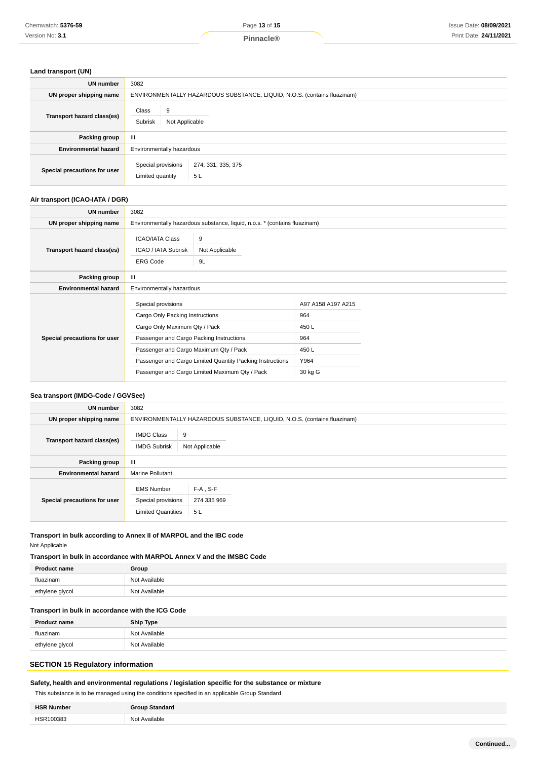### Land transport (UN)

| | |
|---|---|
| **UN number** | 3082 |
| **UN proper shipping name** | ENVIRONMENTALLY HAZARDOUS SUBSTANCE, LIQUID, N.O.S. (contains fluazinam) |
| **Transport hazard class(es)** | Class: 9<br>Subrisk: Not Applicable |
| **Packing group** | III |
| **Environmental hazard** | Environmentally hazardous |
| **Special precautions for user** | Special provisions: 274; 331; 335; 375<br>Limited quantity: 5 L |

### Air transport (ICAO-IATA / DGR)

| | |
|---|---|
| **UN number** | 3082 |
| **UN proper shipping name** | Environmentally hazardous substance, liquid, n.o.s. * (contains fluazinam) |
| **Transport hazard class(es)** | ICAO/IATA Class: 9<br>ICAO / IATA Subrisk: Not Applicable<br>ERG Code: 9L |
| **Packing group** | III |
| **Environmental hazard** | Environmentally hazardous |
| **Special precautions for user** | Special provisions: A97 A158 A197 A215<br>Cargo Only Packing Instructions: 964<br>Cargo Only Maximum Qty / Pack: 450 L<br>Passenger and Cargo Packing Instructions: 964<br>Passenger and Cargo Maximum Qty / Pack: 450 L<br>Passenger and Cargo Limited Quantity Packing Instructions: Y964<br>Passenger and Cargo Limited Maximum Qty / Pack: 30 kg G |

### Sea transport (IMDG-Code / GGVSee)

| | |
|---|---|
| **UN number** | 3082 |
| **UN proper shipping name** | ENVIRONMENTALLY HAZARDOUS SUBSTANCE, LIQUID, N.O.S. (contains fluazinam) |
| **Transport hazard class(es)** | IMDG Class: 9<br>IMDG Subrisk: Not Applicable |
| **Packing group** | III |
| **Environmental hazard** | Marine Pollutant |
| **Special precautions for user** | EMS Number: F-A , S-F<br>Special provisions: 274 335 969<br>Limited Quantities: 5 L |

### Transport in bulk according to Annex II of MARPOL and the IBC code

Not Applicable

### Transport in bulk in accordance with MARPOL Annex V and the IMSBC Code

| Product name | Group |
|---|---|
| fluazinam | Not Available |
| ethylene glycol | Not Available |

### Transport in bulk in accordance with the ICG Code

| Product name | Ship Type |
|---|---|
| fluazinam | Not Available |
| ethylene glycol | Not Available |

## SECTION 15 Regulatory information

### Safety, health and environmental regulations / legislation specific for the substance or mixture

This substance is to be managed using the conditions specified in an applicable Group Standard

| HSR Number | Group Standard |
|---|---|
| HSR100383 | Not Available |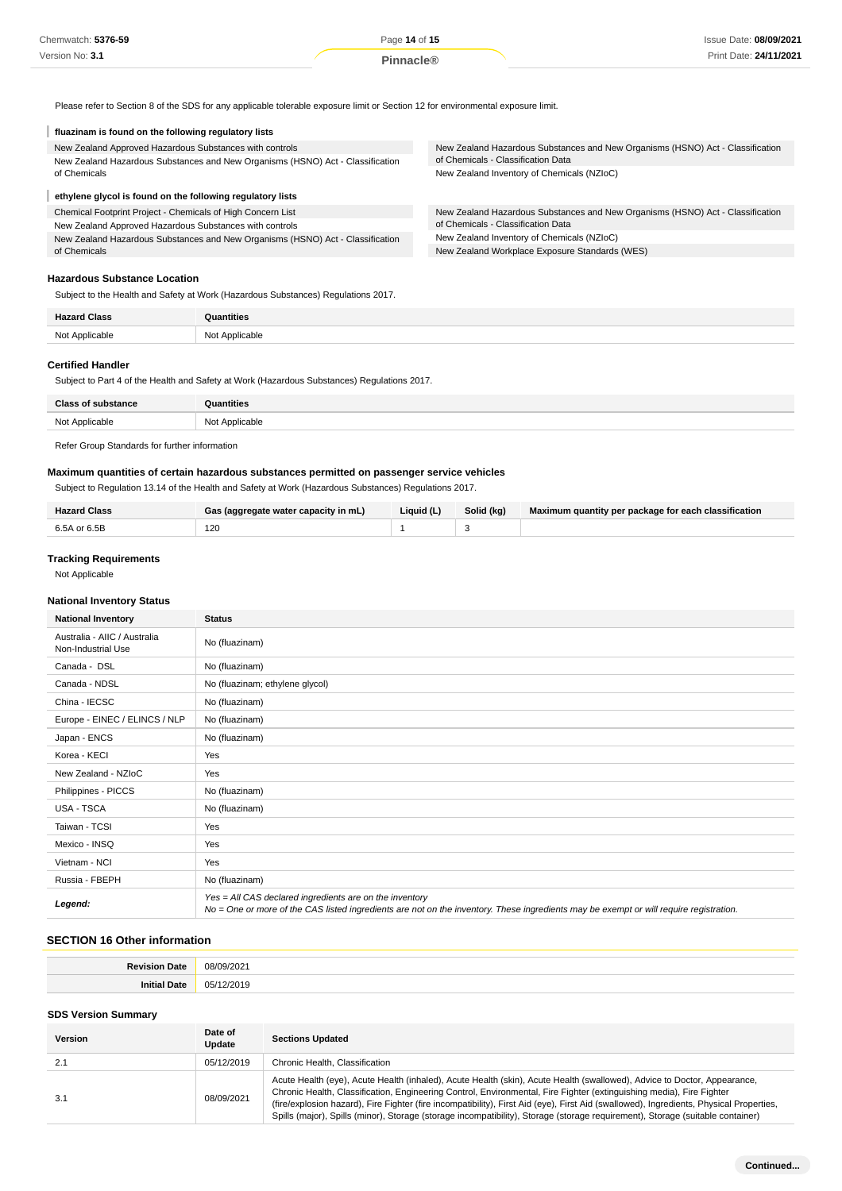Please refer to Section 8 of the SDS for any applicable tolerable exposure limit or Section 12 for environmental exposure limit.

**fluazinam is found on the following regulatory lists**

| | |
|---|---|
| New Zealand Approved Hazardous Substances with controls | New Zealand Hazardous Substances and New Organisms (HSNO) Act - Classification of Chemicals - Classification Data |
| New Zealand Hazardous Substances and New Organisms (HSNO) Act - Classification of Chemicals | New Zealand Inventory of Chemicals (NZIoC) |

**ethylene glycol is found on the following regulatory lists**

| | |
|---|---|
| Chemical Footprint Project - Chemicals of High Concern List | New Zealand Hazardous Substances and New Organisms (HSNO) Act - Classification of Chemicals - Classification Data |
| New Zealand Approved Hazardous Substances with controls | New Zealand Inventory of Chemicals (NZIoC) |
| New Zealand Hazardous Substances and New Organisms (HSNO) Act - Classification of Chemicals | New Zealand Workplace Exposure Standards (WES) |

### Hazardous Substance Location

Subject to the Health and Safety at Work (Hazardous Substances) Regulations 2017.

| Hazard Class | Quantities |
|---|---|
| Not Applicable | Not Applicable |

### Certified Handler

Subject to Part 4 of the Health and Safety at Work (Hazardous Substances) Regulations 2017.

| Class of substance | Quantities |
|---|---|
| Not Applicable | Not Applicable |

Refer Group Standards for further information

### Maximum quantities of certain hazardous substances permitted on passenger service vehicles

Subject to Regulation 13.14 of the Health and Safety at Work (Hazardous Substances) Regulations 2017.

| Hazard Class | Gas (aggregate water capacity in mL) | Liquid (L) | Solid (kg) | Maximum quantity per package for each classification |
|---|---|---|---|---|
| 6.5A or 6.5B | 120 | 1 | 3 | |

### Tracking Requirements

Not Applicable

### National Inventory Status

| National Inventory | Status |
|---|---|
| Australia - AIIC / Australia Non-Industrial Use | No (fluazinam) |
| Canada - DSL | No (fluazinam) |
| Canada - NDSL | No (fluazinam; ethylene glycol) |
| China - IECSC | No (fluazinam) |
| Europe - EINEC / ELINCS / NLP | No (fluazinam) |
| Japan - ENCS | No (fluazinam) |
| Korea - KECI | Yes |
| New Zealand - NZIoC | Yes |
| Philippines - PICCS | No (fluazinam) |
| USA - TSCA | No (fluazinam) |
| Taiwan - TCSI | Yes |
| Mexico - INSQ | Yes |
| Vietnam - NCI | Yes |
| Russia - FBEPH | No (fluazinam) |
| ***Legend:*** | *Yes = All CAS declared ingredients are on the inventory*<br>*No = One or more of the CAS listed ingredients are not on the inventory. These ingredients may be exempt or will require registration.* |

## SECTION 16 Other information

| | |
|---|---|
| **Revision Date** | 08/09/2021 |
| **Initial Date** | 05/12/2019 |

### SDS Version Summary

| Version | Date of Update | Sections Updated |
|---|---|---|
| 2.1 | 05/12/2019 | Chronic Health, Classification |
| 3.1 | 08/09/2021 | Acute Health (eye), Acute Health (inhaled), Acute Health (skin), Acute Health (swallowed), Advice to Doctor, Appearance, Chronic Health, Classification, Engineering Control, Environmental, Fire Fighter (extinguishing media), Fire Fighter (fire/explosion hazard), Fire Fighter (fire incompatibility), First Aid (eye), First Aid (swallowed), Ingredients, Physical Properties, Spills (major), Spills (minor), Storage (storage incompatibility), Storage (storage requirement), Storage (suitable container) |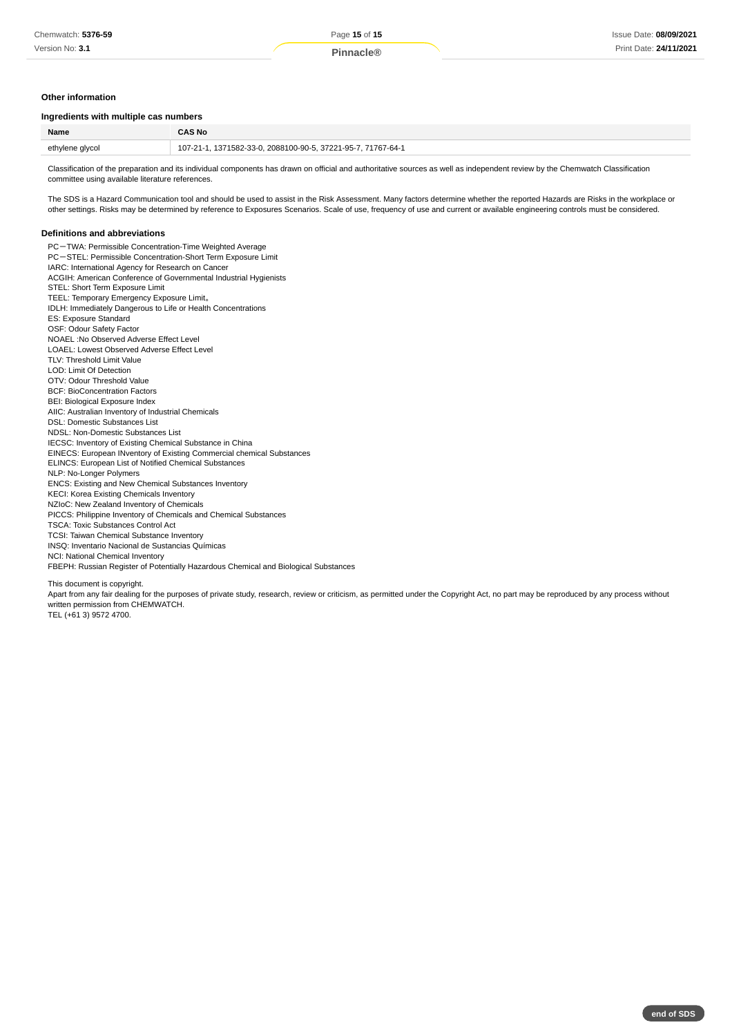## Other information

### Ingredients with multiple cas numbers

| Name | CAS No |
|---|---|
| ethylene glycol | 107-21-1, 1371582-33-0, 2088100-90-5, 37221-95-7, 71767-64-1 |

Classification of the preparation and its individual components has drawn on official and authoritative sources as well as independent review by the Chemwatch Classification committee using available literature references.

The SDS is a Hazard Communication tool and should be used to assist in the Risk Assessment. Many factors determine whether the reported Hazards are Risks in the workplace or other settings. Risks may be determined by reference to Exposures Scenarios. Scale of use, frequency of use and current or available engineering controls must be considered.

### Definitions and abbreviations

PC－TWA: Permissible Concentration-Time Weighted Average
PC－STEL: Permissible Concentration-Short Term Exposure Limit
IARC: International Agency for Research on Cancer
ACGIH: American Conference of Governmental Industrial Hygienists
STEL: Short Term Exposure Limit
TEEL: Temporary Emergency Exposure Limit。
IDLH: Immediately Dangerous to Life or Health Concentrations
ES: Exposure Standard
OSF: Odour Safety Factor
NOAEL :No Observed Adverse Effect Level
LOAEL: Lowest Observed Adverse Effect Level
TLV: Threshold Limit Value
LOD: Limit Of Detection
OTV: Odour Threshold Value
BCF: BioConcentration Factors
BEI: Biological Exposure Index
AIIC: Australian Inventory of Industrial Chemicals
DSL: Domestic Substances List
NDSL: Non-Domestic Substances List
IECSC: Inventory of Existing Chemical Substance in China
EINECS: European INventory of Existing Commercial chemical Substances
ELINCS: European List of Notified Chemical Substances
NLP: No-Longer Polymers
ENCS: Existing and New Chemical Substances Inventory
KECI: Korea Existing Chemicals Inventory
NZIoC: New Zealand Inventory of Chemicals
PICCS: Philippine Inventory of Chemicals and Chemical Substances
TSCA: Toxic Substances Control Act
TCSI: Taiwan Chemical Substance Inventory
INSQ: Inventario Nacional de Sustancias Químicas
NCI: National Chemical Inventory
FBEPH: Russian Register of Potentially Hazardous Chemical and Biological Substances

This document is copyright.
Apart from any fair dealing for the purposes of private study, research, review or criticism, as permitted under the Copyright Act, no part may be reproduced by any process without written permission from CHEMWATCH.
TEL (+61 3) 9572 4700.

**end of SDS**